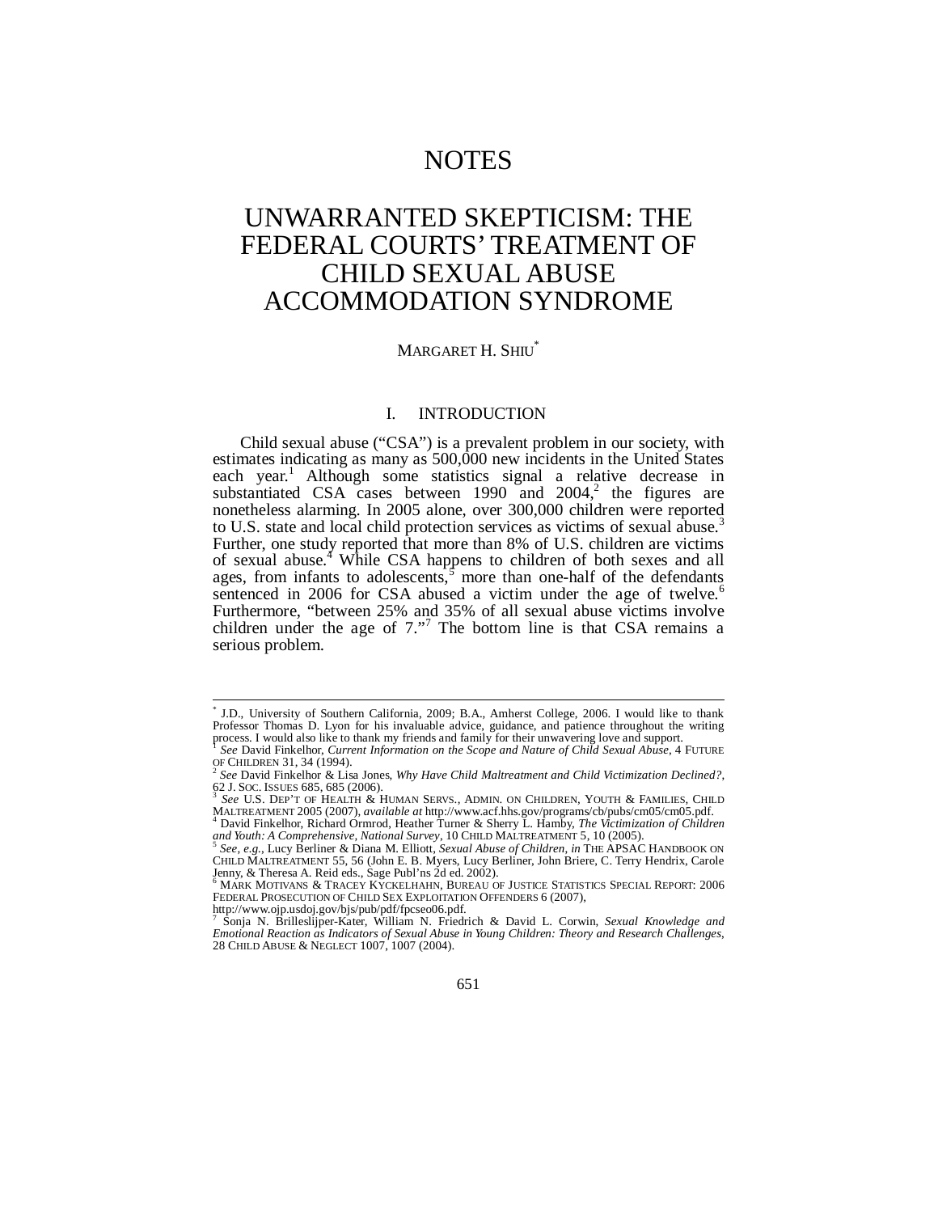# NOTES

# UNWARRANTED SKEPTICISM: THE FEDERAL COURTS' TREATMENT OF CHILD SEXUAL ABUSE ACCOMMODATION SYNDROME

MARGARET H. SHIU[*]

## I. INTRODUCTION

Child sexual abuse ("CSA") is a prevalent problem in our society, with estimates indicating as many as 500,000 new incidents in the United States each year.[1] Although some statistics signal a relative decrease in substantiated CSA cases between 1990 and 2004,[2] the figures are nonetheless alarming. In 2005 alone, over 300,000 children were reported to U.S. state and local child protection services as victims of sexual abuse.[3] Further, one study reported that more than 8% of U.S. children are victims of sexual abuse.[4] While CSA happens to children of both sexes and all ages, from infants to adolescents,[5] more than one-half of the defendants sentenced in 2006 for CSA abused a victim under the age of twelve.[6] Furthermore, "between 25% and 35% of all sexual abuse victims involve children under the age of 7."[7] The bottom line is that CSA remains a serious problem.

---

[*] J.D., University of Southern California, 2009; B.A., Amherst College, 2006. I would like to thank Professor Thomas D. Lyon for his invaluable advice, guidance, and patience throughout the writing process. I would also like to thank my friends and family for their unwavering love and support.

[1] *See* David Finkelhor, *Current Information on the Scope and Nature of Child Sexual Abuse*, 4 FUTURE OF CHILDREN 31, 34 (1994).

[2] *See* David Finkelhor & Lisa Jones, *Why Have Child Maltreatment and Child Victimization Declined?*, 62 J. SOC. ISSUES 685, 685 (2006).

[3] *See* U.S. DEP'T OF HEALTH & HUMAN SERVS., ADMIN. ON CHILDREN, YOUTH & FAMILIES, CHILD MALTREATMENT 2005 (2007), *available at* http://www.acf.hhs.gov/programs/cb/pubs/cm05/cm05.pdf.

[4] David Finkelhor, Richard Ormrod, Heather Turner & Sherry L. Hamby, *The Victimization of Children and Youth: A Comprehensive, National Survey*, 10 CHILD MALTREATMENT 5, 10 (2005).

[5] *See, e.g.*, Lucy Berliner & Diana M. Elliott, *Sexual Abuse of Children*, *in* THE APSAC HANDBOOK ON CHILD MALTREATMENT 55, 56 (John E. B. Myers, Lucy Berliner, John Briere, C. Terry Hendrix, Carole Jenny, & Theresa A. Reid eds., Sage Publ'ns 2d ed. 2002).

[6] MARK MOTIVANS & TRACEY KYCKELHAHN, BUREAU OF JUSTICE STATISTICS SPECIAL REPORT: 2006 FEDERAL PROSECUTION OF CHILD SEX EXPLOITATION OFFENDERS 6 (2007), http://www.ojp.usdoj.gov/bjs/pub/pdf/fpcseo06.pdf.

[7] Sonja N. Brilleslijper-Kater, William N. Friedrich & David L. Corwin, *Sexual Knowledge and Emotional Reaction as Indicators of Sexual Abuse in Young Children: Theory and Research Challenges*, 28 CHILD ABUSE & NEGLECT 1007, 1007 (2004).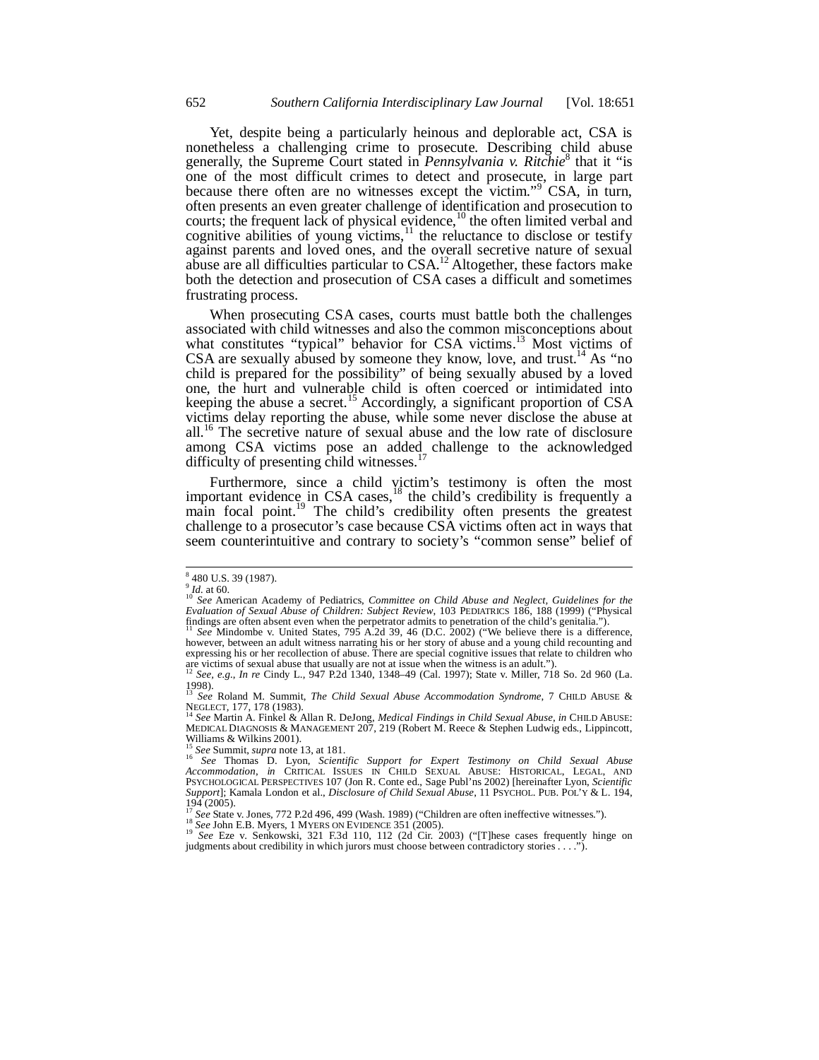Yet, despite being a particularly heinous and deplorable act, CSA is nonetheless a challenging crime to prosecute. Describing child abuse generally, the Supreme Court stated in *Pennsylvania v. Ritchie*[8] that it "is one of the most difficult crimes to detect and prosecute, in large part because there often are no witnesses except the victim."[9] CSA, in turn, often presents an even greater challenge of identification and prosecution to courts; the frequent lack of physical evidence,[10] the often limited verbal and cognitive abilities of young victims,[11] the reluctance to disclose or testify against parents and loved ones, and the overall secretive nature of sexual abuse are all difficulties particular to CSA.[12] Altogether, these factors make both the detection and prosecution of CSA cases a difficult and sometimes frustrating process.

When prosecuting CSA cases, courts must battle both the challenges associated with child witnesses and also the common misconceptions about what constitutes "typical" behavior for CSA victims.[13] Most victims of CSA are sexually abused by someone they know, love, and trust.[14] As "no child is prepared for the possibility" of being sexually abused by a loved one, the hurt and vulnerable child is often coerced or intimidated into keeping the abuse a secret.[15] Accordingly, a significant proportion of CSA victims delay reporting the abuse, while some never disclose the abuse at all.[16] The secretive nature of sexual abuse and the low rate of disclosure among CSA victims pose an added challenge to the acknowledged difficulty of presenting child witnesses.[17]

Furthermore, since a child victim's testimony is often the most important evidence in CSA cases,[18] the child's credibility is frequently a main focal point.[19] The child's credibility often presents the greatest challenge to a prosecutor's case because CSA victims often act in ways that seem counterintuitive and contrary to society's "common sense" belief of

---

[8] 480 U.S. 39 (1987).

[9] *Id.* at 60.

[10] *See* American Academy of Pediatrics, *Committee on Child Abuse and Neglect, Guidelines for the Evaluation of Sexual Abuse of Children: Subject Review*, 103 PEDIATRICS 186, 188 (1999) ("Physical findings are often absent even when the perpetrator admits to penetration of the child's genitalia.").

[11] *See* Mindombe v. United States, 795 A.2d 39, 46 (D.C. 2002) ("We believe there is a difference, however, between an adult witness narrating his or her story of abuse and a young child recounting and expressing his or her recollection of abuse. There are special cognitive issues that relate to children who are victims of sexual abuse that usually are not at issue when the witness is an adult.").

[12] *See, e.g.*, *In re* Cindy L., 947 P.2d 1340, 1348–49 (Cal. 1997); State v. Miller, 718 So. 2d 960 (La. 1998).

[13] *See* Roland M. Summit, *The Child Sexual Abuse Accommodation Syndrome*, 7 CHILD ABUSE & NEGLECT, 177, 178 (1983).

[14] *See* Martin A. Finkel & Allan R. DeJong, *Medical Findings in Child Sexual Abuse*, *in* CHILD ABUSE: MEDICAL DIAGNOSIS & MANAGEMENT 207, 219 (Robert M. Reece & Stephen Ludwig eds., Lippincott, Williams & Wilkins 2001).

[15] *See* Summit, *supra* note 13, at 181.

[16] *See* Thomas D. Lyon, *Scientific Support for Expert Testimony on Child Sexual Abuse Accommodation*, *in* CRITICAL ISSUES IN CHILD SEXUAL ABUSE: HISTORICAL, LEGAL, AND PSYCHOLOGICAL PERSPECTIVES 107 (Jon R. Conte ed., Sage Publ'ns 2002) [hereinafter Lyon, *Scientific Support*]; Kamala London et al., *Disclosure of Child Sexual Abuse*, 11 PSYCHOL. PUB. POL'Y & L. 194, 194 (2005).

[17] *See* State v. Jones, 772 P.2d 496, 499 (Wash. 1989) ("Children are often ineffective witnesses.").

[18] *See* John E.B. Myers, 1 MYERS ON EVIDENCE 351 (2005).

[19] *See* Eze v. Senkowski, 321 F.3d 110, 112 (2d Cir. 2003) ("[T]hese cases frequently hinge on judgments about credibility in which jurors must choose between contradictory stories . . . .").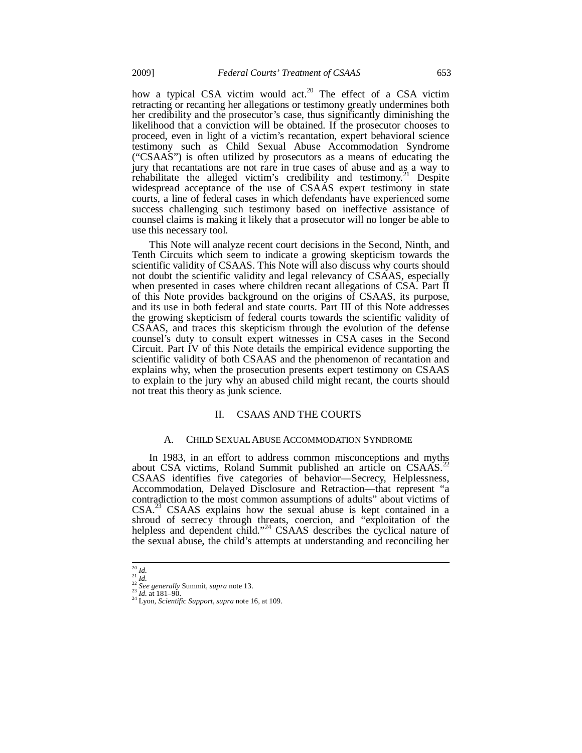how a typical CSA victim would act.[20] The effect of a CSA victim retracting or recanting her allegations or testimony greatly undermines both her credibility and the prosecutor's case, thus significantly diminishing the likelihood that a conviction will be obtained. If the prosecutor chooses to proceed, even in light of a victim's recantation, expert behavioral science testimony such as Child Sexual Abuse Accommodation Syndrome ("CSAAS") is often utilized by prosecutors as a means of educating the jury that recantations are not rare in true cases of abuse and as a way to rehabilitate the alleged victim's credibility and testimony.[21] Despite widespread acceptance of the use of CSAAS expert testimony in state courts, a line of federal cases in which defendants have experienced some success challenging such testimony based on ineffective assistance of counsel claims is making it likely that a prosecutor will no longer be able to use this necessary tool.

This Note will analyze recent court decisions in the Second, Ninth, and Tenth Circuits which seem to indicate a growing skepticism towards the scientific validity of CSAAS. This Note will also discuss why courts should not doubt the scientific validity and legal relevancy of CSAAS, especially when presented in cases where children recant allegations of CSA. Part II of this Note provides background on the origins of CSAAS, its purpose, and its use in both federal and state courts. Part III of this Note addresses the growing skepticism of federal courts towards the scientific validity of CSAAS, and traces this skepticism through the evolution of the defense counsel's duty to consult expert witnesses in CSA cases in the Second Circuit. Part IV of this Note details the empirical evidence supporting the scientific validity of both CSAAS and the phenomenon of recantation and explains why, when the prosecution presents expert testimony on CSAAS to explain to the jury why an abused child might recant, the courts should not treat this theory as junk science.

## II. CSAAS AND THE COURTS

### A. CHILD SEXUAL ABUSE ACCOMMODATION SYNDROME

In 1983, in an effort to address common misconceptions and myths about CSA victims, Roland Summit published an article on CSAAS.[22] CSAAS identifies five categories of behavior—Secrecy, Helplessness, Accommodation, Delayed Disclosure and Retraction—that represent "a contradiction to the most common assumptions of adults" about victims of CSA.[23] CSAAS explains how the sexual abuse is kept contained in a shroud of secrecy through threats, coercion, and "exploitation of the helpless and dependent child."[24] CSAAS describes the cyclical nature of the sexual abuse, the child's attempts at understanding and reconciling her

---

[20] *Id.*
[21] *Id.*
[22] *See generally* Summit, *supra* note 13.
[23] *Id.* at 181–90.
[24] Lyon, *Scientific Support*, *supra* note 16, at 109.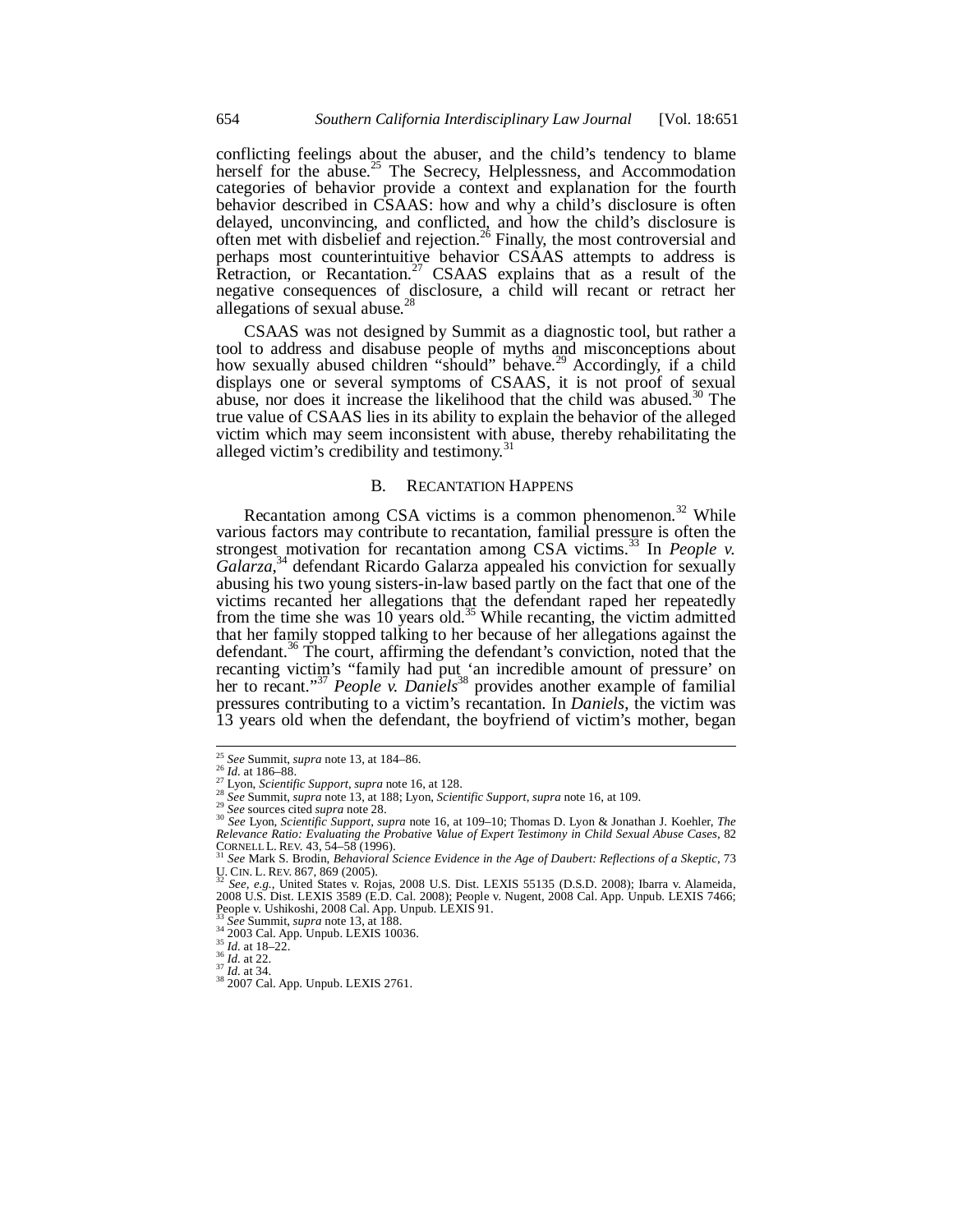conflicting feelings about the abuser, and the child's tendency to blame herself for the abuse.[25] The Secrecy, Helplessness, and Accommodation categories of behavior provide a context and explanation for the fourth behavior described in CSAAS: how and why a child's disclosure is often delayed, unconvincing, and conflicted, and how the child's disclosure is often met with disbelief and rejection.[26] Finally, the most controversial and perhaps most counterintuitive behavior CSAAS attempts to address is Retraction, or Recantation.[27] CSAAS explains that as a result of the negative consequences of disclosure, a child will recant or retract her allegations of sexual abuse.[28]

CSAAS was not designed by Summit as a diagnostic tool, but rather a tool to address and disabuse people of myths and misconceptions about how sexually abused children "should" behave.[29] Accordingly, if a child displays one or several symptoms of CSAAS, it is not proof of sexual abuse, nor does it increase the likelihood that the child was abused.[30] The true value of CSAAS lies in its ability to explain the behavior of the alleged victim which may seem inconsistent with abuse, thereby rehabilitating the alleged victim's credibility and testimony.[31]

### B. RECANTATION HAPPENS

Recantation among CSA victims is a common phenomenon.[32] While various factors may contribute to recantation, familial pressure is often the strongest motivation for recantation among CSA victims.[33] In *People v. Galarza*,[34] defendant Ricardo Galarza appealed his conviction for sexually abusing his two young sisters-in-law based partly on the fact that one of the victims recanted her allegations that the defendant raped her repeatedly from the time she was 10 years old.[35] While recanting, the victim admitted that her family stopped talking to her because of her allegations against the defendant.[36] The court, affirming the defendant's conviction, noted that the recanting victim's "family had put 'an incredible amount of pressure' on her to recant."[37] *People v. Daniels*[38] provides another example of familial pressures contributing to a victim's recantation. In *Daniels*, the victim was 13 years old when the defendant, the boyfriend of victim's mother, began

---

[25] *See* Summit, *supra* note 13, at 184–86.
[26] *Id.* at 186–88.
[27] Lyon, *Scientific Support*, *supra* note 16, at 128.
[28] *See* Summit, *supra* note 13, at 188; Lyon, *Scientific Support*, *supra* note 16, at 109.
[29] *See* sources cited *supra* note 28.
[30] *See* Lyon, *Scientific Support*, *supra* note 16, at 109–10; Thomas D. Lyon & Jonathan J. Koehler, *The Relevance Ratio: Evaluating the Probative Value of Expert Testimony in Child Sexual Abuse Cases*, 82 CORNELL L. REV. 43, 54–58 (1996).
[31] *See* Mark S. Brodin, *Behavioral Science Evidence in the Age of Daubert: Reflections of a Skeptic*, 73 U. CIN. L. REV. 867, 869 (2005).
[32] *See, e.g.*, United States v. Rojas, 2008 U.S. Dist. LEXIS 55135 (D.S.D. 2008); Ibarra v. Alameida, 2008 U.S. Dist. LEXIS 3589 (E.D. Cal. 2008); People v. Nugent, 2008 Cal. App. Unpub. LEXIS 7466; People v. Ushikoshi, 2008 Cal. App. Unpub. LEXIS 91.
[33] *See* Summit, *supra* note 13, at 188.
[34] 2003 Cal. App. Unpub. LEXIS 10036.
[35] *Id.* at 18–22.
[36] *Id.* at 22.
[37] *Id.* at 34.
[38] 2007 Cal. App. Unpub. LEXIS 2761.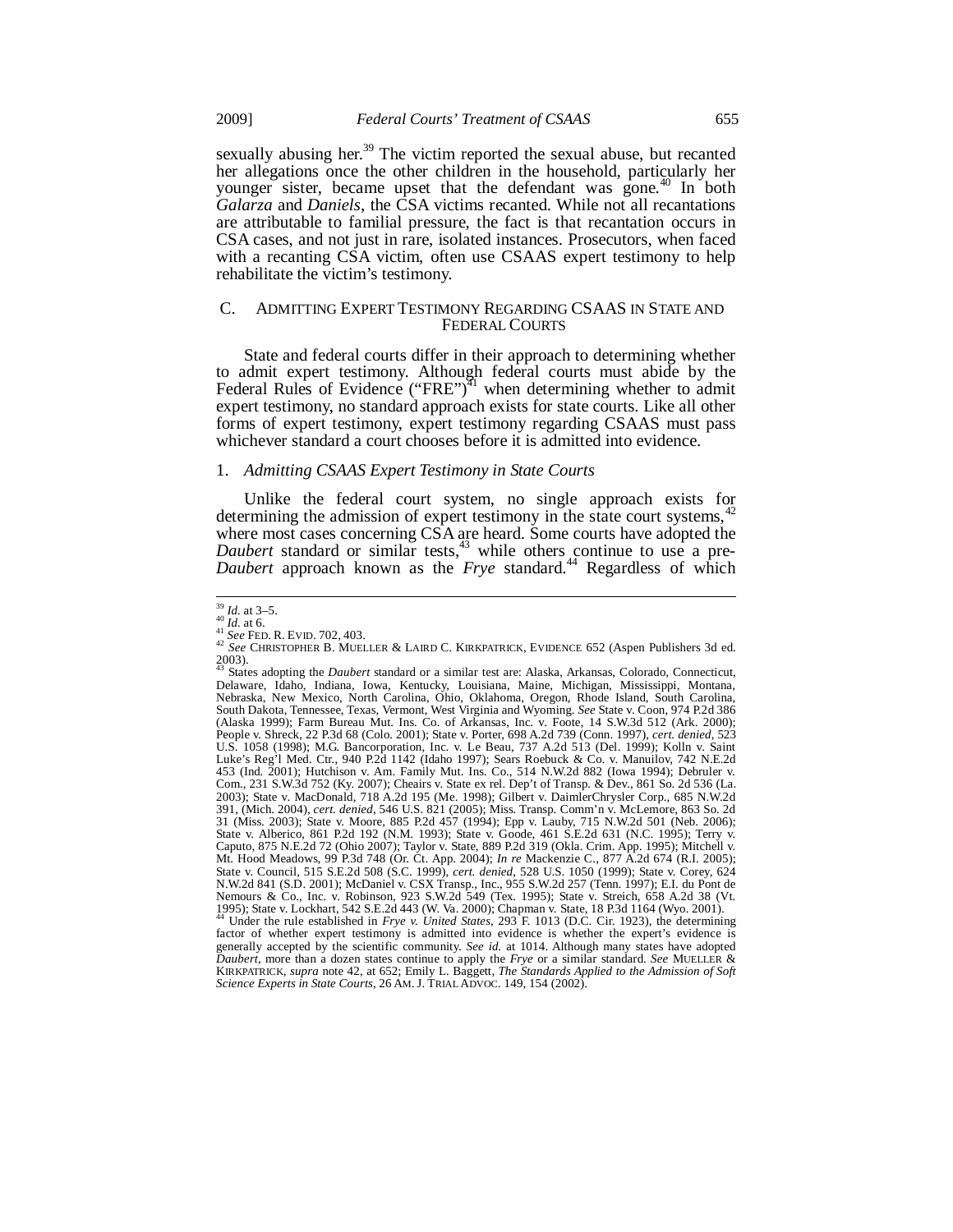sexually abusing her.[39] The victim reported the sexual abuse, but recanted her allegations once the other children in the household, particularly her younger sister, became upset that the defendant was gone.[40] In both *Galarza* and *Daniels*, the CSA victims recanted. While not all recantations are attributable to familial pressure, the fact is that recantation occurs in CSA cases, and not just in rare, isolated instances. Prosecutors, when faced with a recanting CSA victim, often use CSAAS expert testimony to help rehabilitate the victim's testimony.

### C. ADMITTING EXPERT TESTIMONY REGARDING CSAAS IN STATE AND FEDERAL COURTS

State and federal courts differ in their approach to determining whether to admit expert testimony. Although federal courts must abide by the Federal Rules of Evidence ("FRE")[41] when determining whether to admit expert testimony, no standard approach exists for state courts. Like all other forms of expert testimony, expert testimony regarding CSAAS must pass whichever standard a court chooses before it is admitted into evidence.

#### 1. *Admitting CSAAS Expert Testimony in State Courts*

Unlike the federal court system, no single approach exists for determining the admission of expert testimony in the state court systems,[42] where most cases concerning CSA are heard. Some courts have adopted the *Daubert* standard or similar tests,[43] while others continue to use a pre-*Daubert* approach known as the *Frye* standard.[44] Regardless of which

---

[39] *Id.* at 3–5.

[40] *Id.* at 6.

[41] *See* FED. R. EVID. 702, 403.

[42] *See* CHRISTOPHER B. MUELLER & LAIRD C. KIRKPATRICK, EVIDENCE 652 (Aspen Publishers 3d ed. 2003).

[43] States adopting the *Daubert* standard or a similar test are: Alaska, Arkansas, Colorado, Connecticut, Delaware, Idaho, Indiana, Iowa, Kentucky, Louisiana, Maine, Michigan, Mississippi, Montana, Nebraska, New Mexico, North Carolina, Ohio, Oklahoma, Oregon, Rhode Island, South Carolina, South Dakota, Tennessee, Texas, Vermont, West Virginia and Wyoming. *See* State v. Coon, 974 P.2d 386 (Alaska 1999); Farm Bureau Mut. Ins. Co. of Arkansas, Inc. v. Foote, 14 S.W.3d 512 (Ark. 2000); People v. Shreck, 22 P.3d 68 (Colo. 2001); State v. Porter, 698 A.2d 739 (Conn. 1997), *cert. denied*, 523 U.S. 1058 (1998); M.G. Bancorporation, Inc. v. Le Beau, 737 A.2d 513 (Del. 1999); Kolln v. Saint Luke's Reg'l Med. Ctr., 940 P.2d 1142 (Idaho 1997); Sears Roebuck & Co. v. Manuilov, 742 N.E.2d 453 (Ind. 2001); Hutchison v. Am. Family Mut. Ins. Co., 514 N.W.2d 882 (Iowa 1994); Debruler v. Com., 231 S.W.3d 752 (Ky. 2007); Cheairs v. State ex rel. Dep't of Transp. & Dev., 861 So. 2d 536 (La. 2003); State v. MacDonald, 718 A.2d 195 (Me. 1998); Gilbert v. DaimlerChrysler Corp., 685 N.W.2d 391, (Mich. 2004), *cert. denied*, 546 U.S. 821 (2005); Miss. Transp. Comm'n v. McLemore, 863 So. 2d 31 (Miss. 2003); State v. Moore, 885 P.2d 457 (1994); Epp v. Lauby, 715 N.W.2d 501 (Neb. 2006); State v. Alberico, 861 P.2d 192 (N.M. 1993); State v. Goode, 461 S.E.2d 631 (N.C. 1995); Terry v. Caputo, 875 N.E.2d 72 (Ohio 2007); Taylor v. State, 889 P.2d 319 (Okla. Crim. App. 1995); Mitchell v. Mt. Hood Meadows, 99 P.3d 748 (Or. Ct. App. 2004); *In re* Mackenzie C., 877 A.2d 674 (R.I. 2005); State v. Council, 515 S.E.2d 508 (S.C. 1999), *cert. denied*, 528 U.S. 1050 (1999); State v. Corey, 624 N.W.2d 841 (S.D. 2001); McDaniel v. CSX Transp., Inc., 955 S.W.2d 257 (Tenn. 1997); E.I. du Pont de Nemours & Co., Inc. v. Robinson, 923 S.W.2d 549 (Tex. 1995); State v. Streich, 658 A.2d 38 (Vt. 1995); State v. Lockhart, 542 S.E.2d 443 (W. Va. 2000); Chapman v. State, 18 P.3d 1164 (Wyo. 2001).

[44] Under the rule established in *Frye v. United States*, 293 F. 1013 (D.C. Cir. 1923), the determining factor of whether expert testimony is admitted into evidence is whether the expert's evidence is generally accepted by the scientific community. *See id.* at 1014. Although many states have adopted *Daubert*, more than a dozen states continue to apply the *Frye* or a similar standard. *See* MUELLER & KIRKPATRICK, *supra* note 42, at 652; Emily L. Baggett, *The Standards Applied to the Admission of Soft Science Experts in State Courts*, 26 AM. J. TRIAL ADVOC. 149, 154 (2002).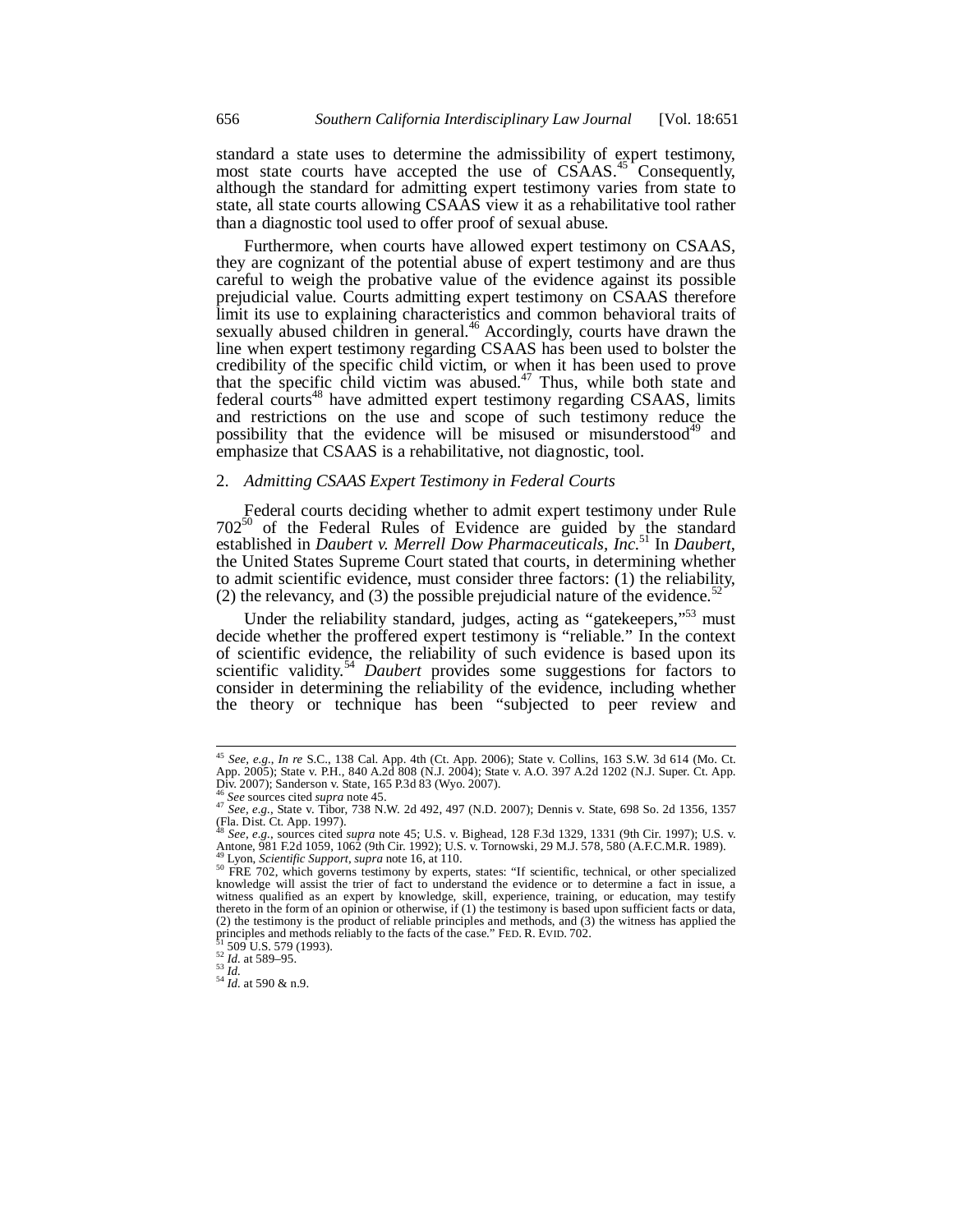standard a state uses to determine the admissibility of expert testimony, most state courts have accepted the use of CSAAS.[45] Consequently, although the standard for admitting expert testimony varies from state to state, all state courts allowing CSAAS view it as a rehabilitative tool rather than a diagnostic tool used to offer proof of sexual abuse.

Furthermore, when courts have allowed expert testimony on CSAAS, they are cognizant of the potential abuse of expert testimony and are thus careful to weigh the probative value of the evidence against its possible prejudicial value. Courts admitting expert testimony on CSAAS therefore limit its use to explaining characteristics and common behavioral traits of sexually abused children in general.[46] Accordingly, courts have drawn the line when expert testimony regarding CSAAS has been used to bolster the credibility of the specific child victim, or when it has been used to prove that the specific child victim was abused.[47] Thus, while both state and federal courts[48] have admitted expert testimony regarding CSAAS, limits and restrictions on the use and scope of such testimony reduce the possibility that the evidence will be misused or misunderstood[49] and emphasize that CSAAS is a rehabilitative, not diagnostic, tool.

### 2. *Admitting CSAAS Expert Testimony in Federal Courts*

Federal courts deciding whether to admit expert testimony under Rule 702[50] of the Federal Rules of Evidence are guided by the standard established in *Daubert v. Merrell Dow Pharmaceuticals, Inc.*[51] In *Daubert*, the United States Supreme Court stated that courts, in determining whether to admit scientific evidence, must consider three factors: (1) the reliability, (2) the relevancy, and (3) the possible prejudicial nature of the evidence.[52]

Under the reliability standard, judges, acting as "gatekeepers,"[53] must decide whether the proffered expert testimony is "reliable." In the context of scientific evidence, the reliability of such evidence is based upon its scientific validity.[54] *Daubert* provides some suggestions for factors to consider in determining the reliability of the evidence, including whether the theory or technique has been "subjected to peer review and

---

[45] *See, e.g.*, *In re* S.C., 138 Cal. App. 4th (Ct. App. 2006); State v. Collins, 163 S.W. 3d 614 (Mo. Ct. App. 2005); State v. P.H., 840 A.2d 808 (N.J. 2004); State v. A.O. 397 A.2d 1202 (N.J. Super. Ct. App. Div. 2007); Sanderson v. State, 165 P.3d 83 (Wyo. 2007).

[46] *See* sources cited *supra* note 45.

[47] *See, e.g.*, State v. Tibor, 738 N.W. 2d 492, 497 (N.D. 2007); Dennis v. State, 698 So. 2d 1356, 1357 (Fla. Dist. Ct. App. 1997).

[48] *See, e.g.*, sources cited *supra* note 45; U.S. v. Bighead, 128 F.3d 1329, 1331 (9th Cir. 1997); U.S. v. Antone, 981 F.2d 1059, 1062 (9th Cir. 1992); U.S. v. Tornowski, 29 M.J. 578, 580 (A.F.C.M.R. 1989).

[49] Lyon, *Scientific Support*, *supra* note 16, at 110.

[50] FRE 702, which governs testimony by experts, states: "If scientific, technical, or other specialized knowledge will assist the trier of fact to understand the evidence or to determine a fact in issue, a witness qualified as an expert by knowledge, skill, experience, training, or education, may testify thereto in the form of an opinion or otherwise, if (1) the testimony is based upon sufficient facts or data, (2) the testimony is the product of reliable principles and methods, and (3) the witness has applied the principles and methods reliably to the facts of the case." FED. R. EVID. 702.

[51] 509 U.S. 579 (1993).

[52] *Id.* at 589–95.

[53] *Id.*

[54] *Id.* at 590 & n.9.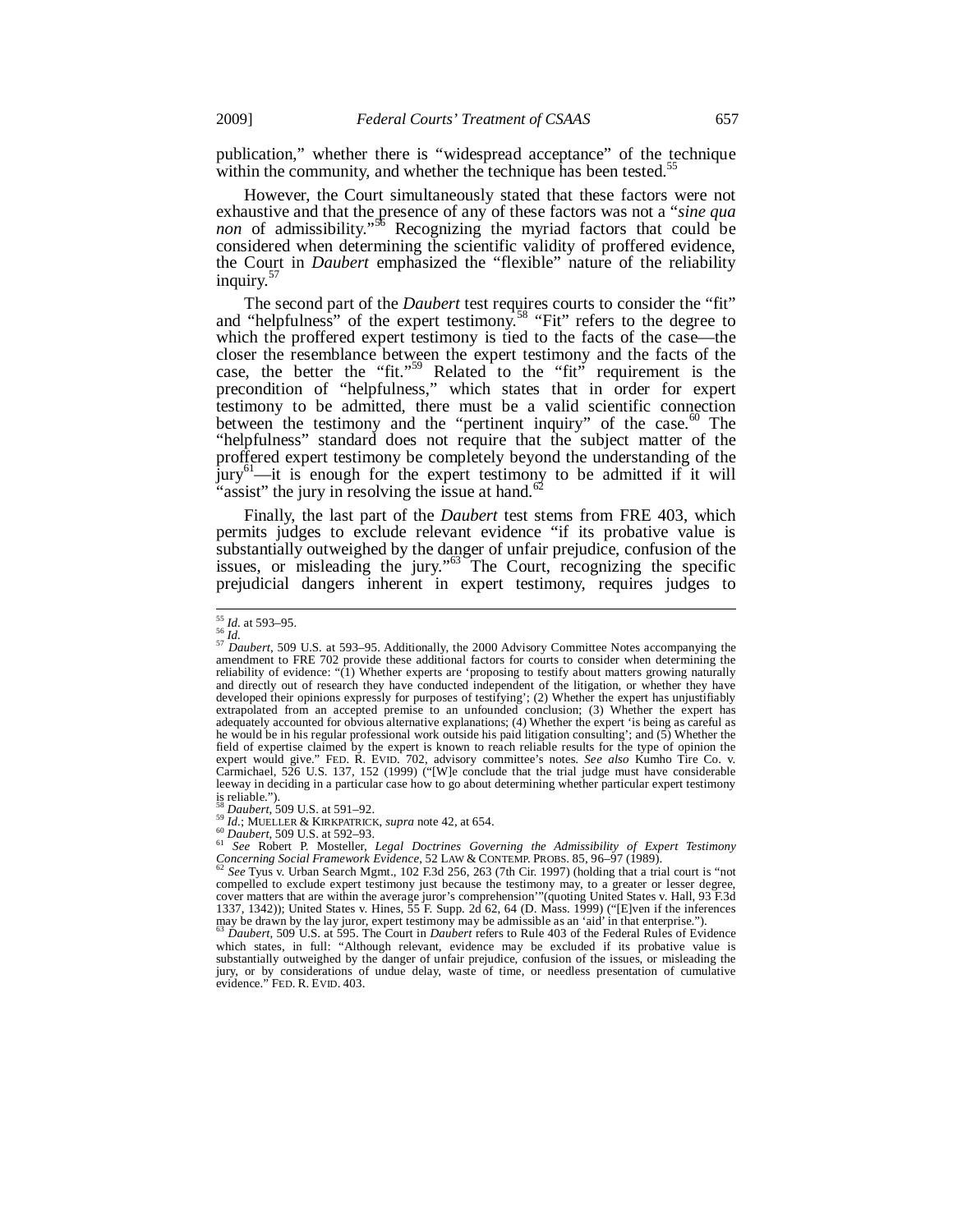publication," whether there is "widespread acceptance" of the technique within the community, and whether the technique has been tested.[55]

However, the Court simultaneously stated that these factors were not exhaustive and that the presence of any of these factors was not a "*sine qua non* of admissibility."[56] Recognizing the myriad factors that could be considered when determining the scientific validity of proffered evidence, the Court in *Daubert* emphasized the "flexible" nature of the reliability inquiry.[57]

The second part of the *Daubert* test requires courts to consider the "fit" and "helpfulness" of the expert testimony.[58] "Fit" refers to the degree to which the proffered expert testimony is tied to the facts of the case—the closer the resemblance between the expert testimony and the facts of the case, the better the "fit."[59] Related to the "fit" requirement is the precondition of "helpfulness," which states that in order for expert testimony to be admitted, there must be a valid scientific connection between the testimony and the "pertinent inquiry" of the case.[60] The "helpfulness" standard does not require that the subject matter of the proffered expert testimony be completely beyond the understanding of the jury[61]—it is enough for the expert testimony to be admitted if it will "assist" the jury in resolving the issue at hand.[62]

Finally, the last part of the *Daubert* test stems from FRE 403, which permits judges to exclude relevant evidence "if its probative value is substantially outweighed by the danger of unfair prejudice, confusion of the issues, or misleading the jury."[63] The Court, recognizing the specific prejudicial dangers inherent in expert testimony, requires judges to

---

[55] *Id.* at 593–95.

[56] *Id.*

[57] *Daubert*, 509 U.S. at 593–95. Additionally, the 2000 Advisory Committee Notes accompanying the amendment to FRE 702 provide these additional factors for courts to consider when determining the reliability of evidence: "(1) Whether experts are 'proposing to testify about matters growing naturally and directly out of research they have conducted independent of the litigation, or whether they have developed their opinions expressly for purposes of testifying'; (2) Whether the expert has unjustifiably extrapolated from an accepted premise to an unfounded conclusion; (3) Whether the expert has adequately accounted for obvious alternative explanations; (4) Whether the expert 'is being as careful as he would be in his regular professional work outside his paid litigation consulting'; and (5) Whether the field of expertise claimed by the expert is known to reach reliable results for the type of opinion the expert would give." FED. R. EVID. 702, advisory committee's notes. *See also* Kumho Tire Co. v. Carmichael, 526 U.S. 137, 152 (1999) ("[W]e conclude that the trial judge must have considerable leeway in deciding in a particular case how to go about determining whether particular expert testimony is reliable.").

[58] *Daubert*, 509 U.S. at 591–92.

[59] *Id.*; MUELLER & KIRKPATRICK, *supra* note 42, at 654.

[60] *Daubert*, 509 U.S. at 592–93.

[61] *See* Robert P. Mosteller, *Legal Doctrines Governing the Admissibility of Expert Testimony Concerning Social Framework Evidence*, 52 LAW & CONTEMP. PROBS. 85, 96–97 (1989).

[62] *See* Tyus v. Urban Search Mgmt., 102 F.3d 256, 263 (7th Cir. 1997) (holding that a trial court is "not compelled to exclude expert testimony just because the testimony may, to a greater or lesser degree, cover matters that are within the average juror's comprehension'"(quoting United States v. Hall, 93 F.3d 1337, 1342)); United States v. Hines, 55 F. Supp. 2d 62, 64 (D. Mass. 1999) ("[E]ven if the inferences may be drawn by the lay juror, expert testimony may be admissible as an 'aid' in that enterprise.").

[63] *Daubert*, 509 U.S. at 595. The Court in *Daubert* refers to Rule 403 of the Federal Rules of Evidence which states, in full: "Although relevant, evidence may be excluded if its probative value is substantially outweighed by the danger of unfair prejudice, confusion of the issues, or misleading the jury, or by considerations of undue delay, waste of time, or needless presentation of cumulative evidence." FED. R. EVID. 403.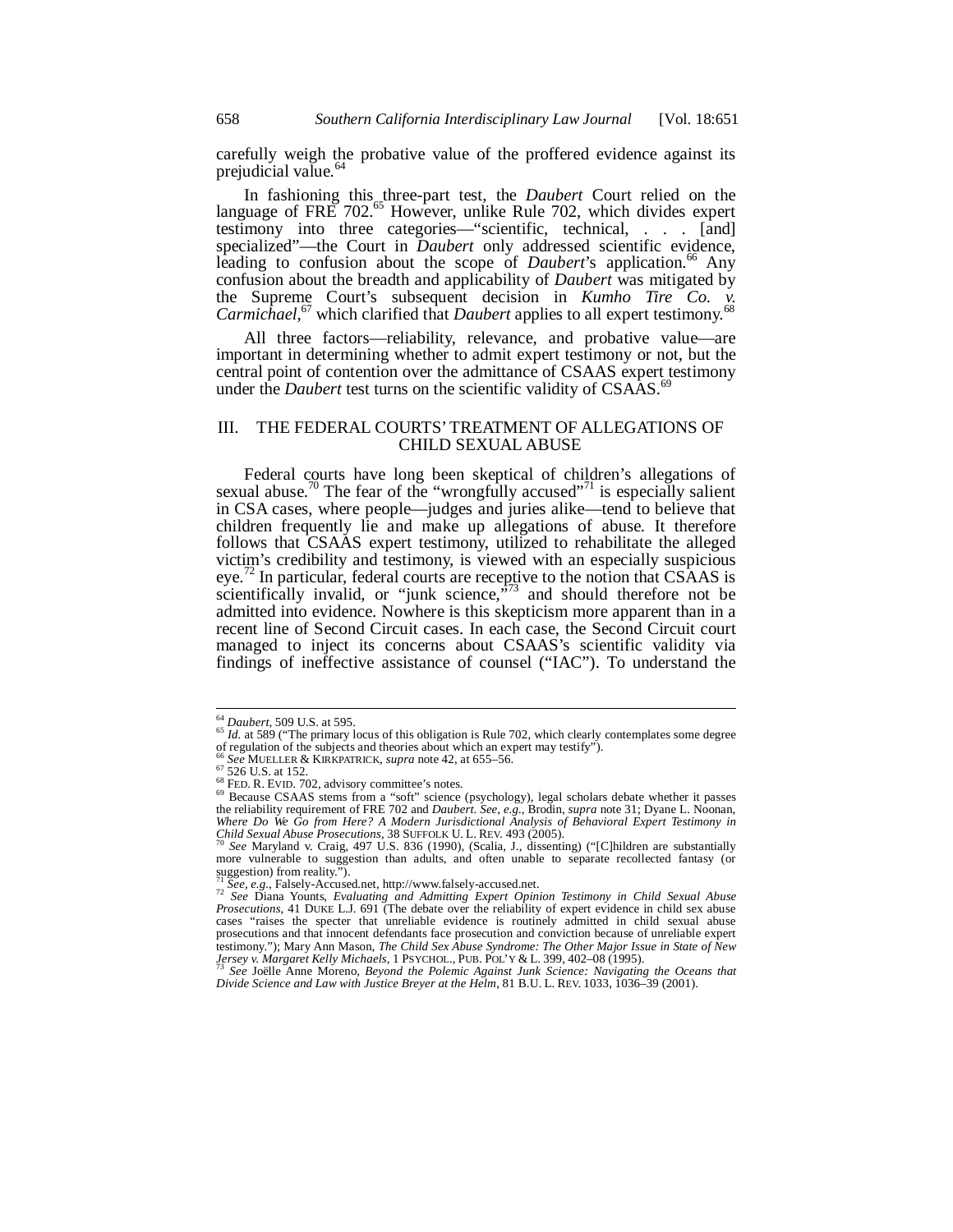carefully weigh the probative value of the proffered evidence against its prejudicial value.[64]

In fashioning this three-part test, the *Daubert* Court relied on the language of FRE 702.[65] However, unlike Rule 702, which divides expert testimony into three categories—"scientific, technical, . . . [and] specialized"—the Court in *Daubert* only addressed scientific evidence, leading to confusion about the scope of *Daubert*'s application.[66] Any confusion about the breadth and applicability of *Daubert* was mitigated by the Supreme Court's subsequent decision in *Kumho Tire Co. v. Carmichael*,[67] which clarified that *Daubert* applies to all expert testimony.[68]

All three factors—reliability, relevance, and probative value—are important in determining whether to admit expert testimony or not, but the central point of contention over the admittance of CSAAS expert testimony under the *Daubert* test turns on the scientific validity of CSAAS.[69]

## III. THE FEDERAL COURTS' TREATMENT OF ALLEGATIONS OF CHILD SEXUAL ABUSE

Federal courts have long been skeptical of children's allegations of sexual abuse.[70] The fear of the "wrongfully accused"[71] is especially salient in CSA cases, where people—judges and juries alike—tend to believe that children frequently lie and make up allegations of abuse. It therefore follows that CSAAS expert testimony, utilized to rehabilitate the alleged victim's credibility and testimony, is viewed with an especially suspicious eye.[72] In particular, federal courts are receptive to the notion that CSAAS is scientifically invalid, or "junk science,"[73] and should therefore not be admitted into evidence. Nowhere is this skepticism more apparent than in a recent line of Second Circuit cases. In each case, the Second Circuit court managed to inject its concerns about CSAAS's scientific validity via findings of ineffective assistance of counsel ("IAC"). To understand the

---

[64] *Daubert*, 509 U.S. at 595.

[65] *Id.* at 589 ("The primary locus of this obligation is Rule 702, which clearly contemplates some degree of regulation of the subjects and theories about which an expert may testify").

[66] *See* MUELLER & KIRKPATRICK, *supra* note 42, at 655–56.

[67] 526 U.S. at 152.

[68] FED. R. EVID. 702, advisory committee's notes.

[69] Because CSAAS stems from a "soft" science (psychology), legal scholars debate whether it passes the reliability requirement of FRE 702 and *Daubert*. *See, e.g.*, Brodin, *supra* note 31; Dyane L. Noonan, *Where Do We Go from Here? A Modern Jurisdictional Analysis of Behavioral Expert Testimony in Child Sexual Abuse Prosecutions*, 38 SUFFOLK U. L. REV. 493 (2005).

[70] *See* Maryland v. Craig, 497 U.S. 836 (1990), (Scalia, J., dissenting) ("[C]hildren are substantially more vulnerable to suggestion than adults, and often unable to separate recollected fantasy (or suggestion) from reality.").

[71] *See, e.g.*, Falsely-Accused.net, http://www.falsely-accused.net.

[72] *See* Diana Younts, *Evaluating and Admitting Expert Opinion Testimony in Child Sexual Abuse Prosecutions*, 41 DUKE L.J. 691 (The debate over the reliability of expert evidence in child sex abuse cases "raises the specter that unreliable evidence is routinely admitted in child sexual abuse prosecutions and that innocent defendants face prosecution and conviction because of unreliable expert testimony."); Mary Ann Mason, *The Child Sex Abuse Syndrome: The Other Major Issue in State of New Jersey v. Margaret Kelly Michaels*, 1 PSYCHOL., PUB. POL'Y & L. 399, 402–08 (1995).

[73] *See* Joëlle Anne Moreno, *Beyond the Polemic Against Junk Science: Navigating the Oceans that Divide Science and Law with Justice Breyer at the Helm*, 81 B.U. L. REV. 1033, 1036–39 (2001).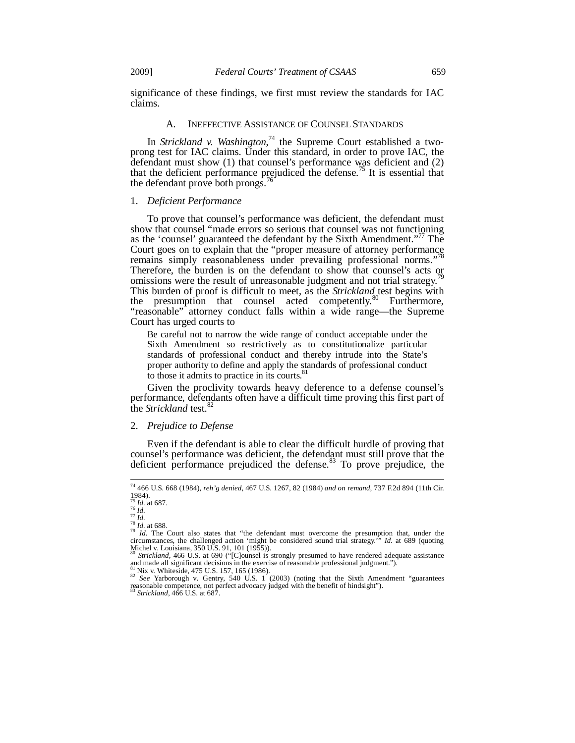significance of these findings, we first must review the standards for IAC claims.

## A. Ineffective Assistance of Counsel Standards

In *Strickland v. Washington*,[74] the Supreme Court established a two-prong test for IAC claims. Under this standard, in order to prove IAC, the defendant must show (1) that counsel's performance was deficient and (2) that the deficient performance prejudiced the defense.[75] It is essential that the defendant prove both prongs.[76]

### 1. *Deficient Performance*

To prove that counsel's performance was deficient, the defendant must show that counsel "made errors so serious that counsel was not functioning as the 'counsel' guaranteed the defendant by the Sixth Amendment."[77] The Court goes on to explain that the "proper measure of attorney performance remains simply reasonableness under prevailing professional norms."[78] Therefore, the burden is on the defendant to show that counsel's acts or omissions were the result of unreasonable judgment and not trial strategy.[79] This burden of proof is difficult to meet, as the *Strickland* test begins with the presumption that counsel acted competently.[80] Furthermore, "reasonable" attorney conduct falls within a wide range—the Supreme Court has urged courts to

> Be careful not to narrow the wide range of conduct acceptable under the Sixth Amendment so restrictively as to constitutionalize particular standards of professional conduct and thereby intrude into the State's proper authority to define and apply the standards of professional conduct to those it admits to practice in its courts.[81]

Given the proclivity towards heavy deference to a defense counsel's performance, defendants often have a difficult time proving this first part of the *Strickland* test.[82]

### 2. *Prejudice to Defense*

Even if the defendant is able to clear the difficult hurdle of proving that counsel's performance was deficient, the defendant must still prove that the deficient performance prejudiced the defense.[83] To prove prejudice, the

---

[74] 466 U.S. 668 (1984), *reh'g denied*, 467 U.S. 1267, 82 (1984) *and on remand*, 737 F.2d 894 (11th Cir. 1984).

[75] *Id.* at 687.

[76] *Id.*

[77] *Id.*

[78] *Id.* at 688.

[79] *Id.* The Court also states that "the defendant must overcome the presumption that, under the circumstances, the challenged action 'might be considered sound trial strategy.'" *Id.* at 689 (quoting Michel v. Louisiana, 350 U.S. 91, 101 (1955)).

[80] *Strickland*, 466 U.S. at 690 ("[C]ounsel is strongly presumed to have rendered adequate assistance and made all significant decisions in the exercise of reasonable professional judgment.").

[81] Nix v. Whiteside, 475 U.S. 157, 165 (1986).

[82] *See* Yarborough v. Gentry, 540 U.S. 1 (2003) (noting that the Sixth Amendment "guarantees reasonable competence, not perfect advocacy judged with the benefit of hindsight").

[83] *Strickland*, 466 U.S. at 687.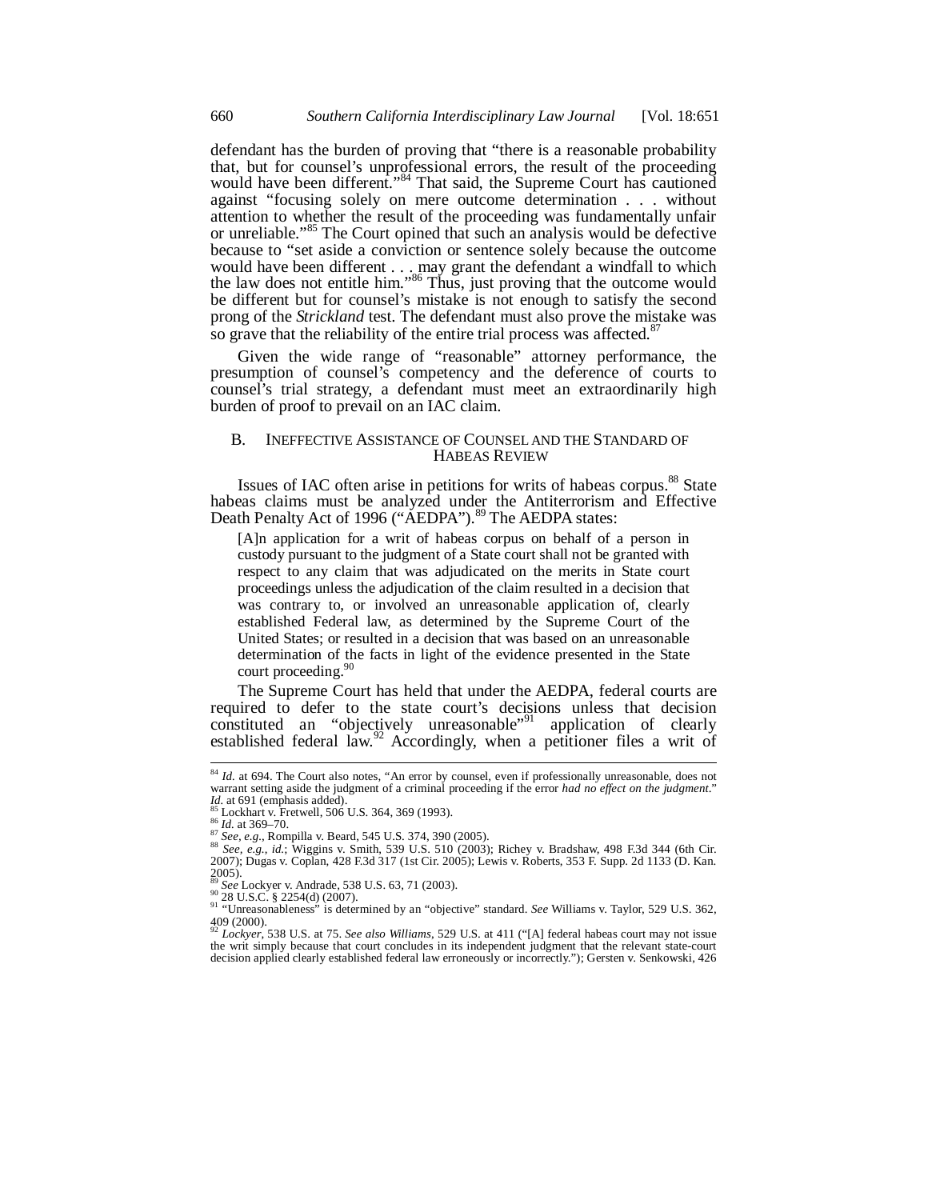defendant has the burden of proving that "there is a reasonable probability that, but for counsel's unprofessional errors, the result of the proceeding would have been different."[84] That said, the Supreme Court has cautioned against "focusing solely on mere outcome determination . . . without attention to whether the result of the proceeding was fundamentally unfair or unreliable."[85] The Court opined that such an analysis would be defective because to "set aside a conviction or sentence solely because the outcome would have been different . . . may grant the defendant a windfall to which the law does not entitle him."[86] Thus, just proving that the outcome would be different but for counsel's mistake is not enough to satisfy the second prong of the *Strickland* test. The defendant must also prove the mistake was so grave that the reliability of the entire trial process was affected.[87]

Given the wide range of "reasonable" attorney performance, the presumption of counsel's competency and the deference of courts to counsel's trial strategy, a defendant must meet an extraordinarily high burden of proof to prevail on an IAC claim.

### B. INEFFECTIVE ASSISTANCE OF COUNSEL AND THE STANDARD OF HABEAS REVIEW

Issues of IAC often arise in petitions for writs of habeas corpus.[88] State habeas claims must be analyzed under the Antiterrorism and Effective Death Penalty Act of 1996 ("AEDPA").[89] The AEDPA states:

> [A]n application for a writ of habeas corpus on behalf of a person in custody pursuant to the judgment of a State court shall not be granted with respect to any claim that was adjudicated on the merits in State court proceedings unless the adjudication of the claim resulted in a decision that was contrary to, or involved an unreasonable application of, clearly established Federal law, as determined by the Supreme Court of the United States; or resulted in a decision that was based on an unreasonable determination of the facts in light of the evidence presented in the State court proceeding.[90]

The Supreme Court has held that under the AEDPA, federal courts are required to defer to the state court's decisions unless that decision constituted an "objectively unreasonable"[91] application of clearly established federal law.[92] Accordingly, when a petitioner files a writ of

---

[84] *Id.* at 694. The Court also notes, "An error by counsel, even if professionally unreasonable, does not warrant setting aside the judgment of a criminal proceeding if the error *had no effect on the judgment*." *Id.* at 691 (emphasis added).

[85] Lockhart v. Fretwell, 506 U.S. 364, 369 (1993).

[86] *Id.* at 369–70.

[87] *See, e.g.*, Rompilla v. Beard, 545 U.S. 374, 390 (2005).

[88] *See, e.g.*, *id.*; Wiggins v. Smith, 539 U.S. 510 (2003); Richey v. Bradshaw, 498 F.3d 344 (6th Cir. 2007); Dugas v. Coplan, 428 F.3d 317 (1st Cir. 2005); Lewis v. Roberts, 353 F. Supp. 2d 1133 (D. Kan. 2005).

[89] *See* Lockyer v. Andrade, 538 U.S. 63, 71 (2003).

[90] 28 U.S.C. § 2254(d) (2007).

[91] "Unreasonableness" is determined by an "objective" standard. *See* Williams v. Taylor, 529 U.S. 362, 409 (2000).

[92] *Lockyer*, 538 U.S. at 75. *See also Williams*, 529 U.S. at 411 ("[A] federal habeas court may not issue the writ simply because that court concludes in its independent judgment that the relevant state-court decision applied clearly established federal law erroneously or incorrectly."); Gersten v. Senkowski, 426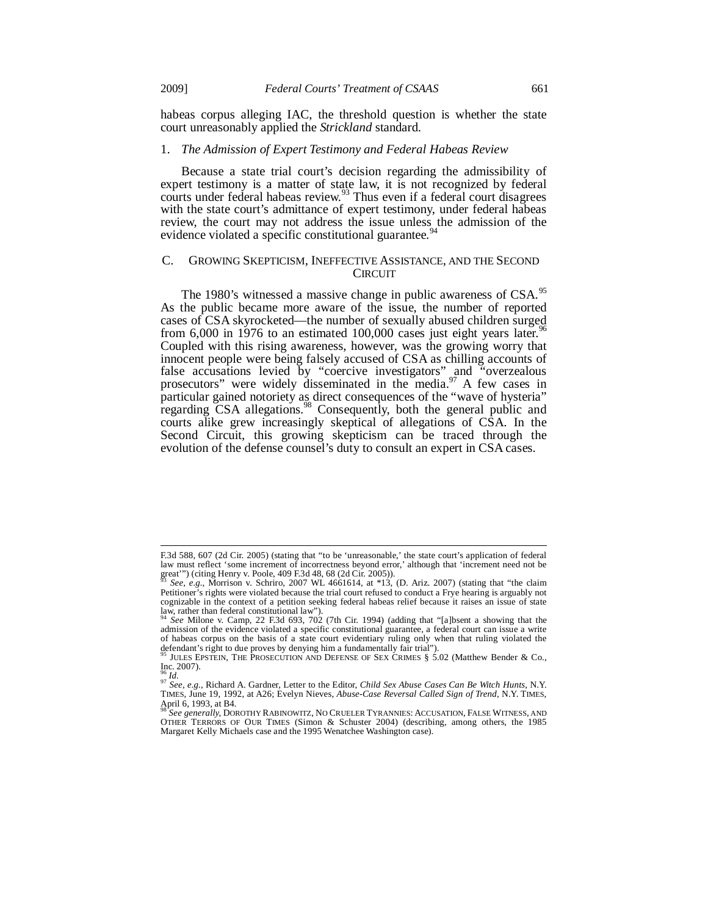habeas corpus alleging IAC, the threshold question is whether the state court unreasonably applied the *Strickland* standard.

### 1. *The Admission of Expert Testimony and Federal Habeas Review*

Because a state trial court's decision regarding the admissibility of expert testimony is a matter of state law, it is not recognized by federal courts under federal habeas review.[93] Thus even if a federal court disagrees with the state court's admittance of expert testimony, under federal habeas review, the court may not address the issue unless the admission of the evidence violated a specific constitutional guarantee.[94]

## C. GROWING SKEPTICISM, INEFFECTIVE ASSISTANCE, AND THE SECOND CIRCUIT

The 1980's witnessed a massive change in public awareness of CSA.[95] As the public became more aware of the issue, the number of reported cases of CSA skyrocketed—the number of sexually abused children surged from 6,000 in 1976 to an estimated 100,000 cases just eight years later.[96] Coupled with this rising awareness, however, was the growing worry that innocent people were being falsely accused of CSA as chilling accounts of false accusations levied by "coercive investigators" and "overzealous prosecutors" were widely disseminated in the media.[97] A few cases in particular gained notoriety as direct consequences of the "wave of hysteria" regarding CSA allegations.[98] Consequently, both the general public and courts alike grew increasingly skeptical of allegations of CSA. In the Second Circuit, this growing skepticism can be traced through the evolution of the defense counsel's duty to consult an expert in CSA cases.

---

F.3d 588, 607 (2d Cir. 2005) (stating that "to be 'unreasonable,' the state court's application of federal law must reflect 'some increment of incorrectness beyond error,' although that 'increment need not be great'") (citing Henry v. Poole, 409 F.3d 48, 68 (2d Cir. 2005)).

[93] *See, e.g.*, Morrison v. Schriro, 2007 WL 4661614, at *13, (D. Ariz. 2007) (stating that "the claim Petitioner's rights were violated because the trial court refused to conduct a Frye hearing is arguably not cognizable in the context of a petition seeking federal habeas relief because it raises an issue of state law, rather than federal constitutional law").

[94] *See* Milone v. Camp, 22 F.3d 693, 702 (7th Cir. 1994) (adding that "[a]bsent a showing that the admission of the evidence violated a specific constitutional guarantee, a federal court can issue a write of habeas corpus on the basis of a state court evidentiary ruling only when that ruling violated the defendant's right to due proves by denying him a fundamentally fair trial").

[95] JULES EPSTEIN, THE PROSECUTION AND DEFENSE OF SEX CRIMES § 5.02 (Matthew Bender & Co., Inc. 2007).

[96] *Id.*

[97] *See, e.g.*, Richard A. Gardner, Letter to the Editor, *Child Sex Abuse Cases Can Be Witch Hunts*, N.Y. TIMES, June 19, 1992, at A26; Evelyn Nieves, *Abuse-Case Reversal Called Sign of Trend*, N.Y. TIMES, April 6, 1993, at B4.

[98] *See generally*, DOROTHY RABINOWITZ, NO CRUELER TYRANNIES: ACCUSATION, FALSE WITNESS, AND OTHER TERRORS OF OUR TIMES (Simon & Schuster 2004) (describing, among others, the 1985 Margaret Kelly Michaels case and the 1995 Wenatchee Washington case).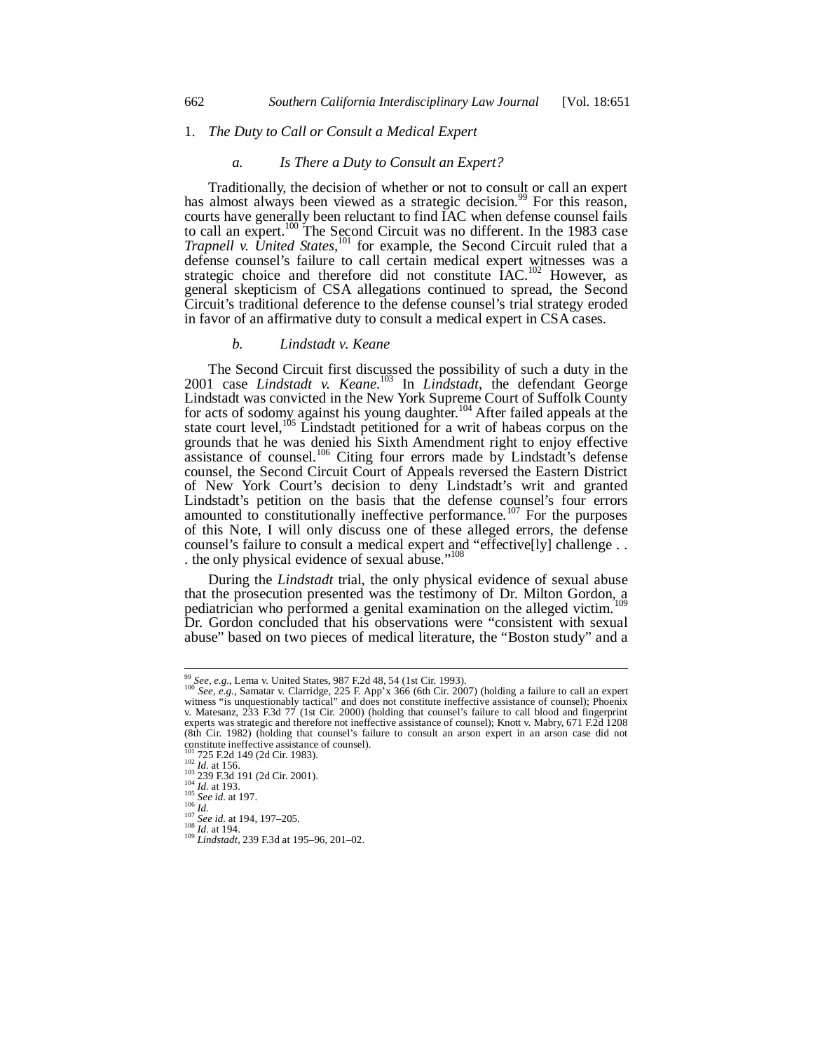1. *The Duty to Call or Consult a Medical Expert*

*a. Is There a Duty to Consult an Expert?*

Traditionally, the decision of whether or not to consult or call an expert has almost always been viewed as a strategic decision.[99] For this reason, courts have generally been reluctant to find IAC when defense counsel fails to call an expert.[100] The Second Circuit was no different. In the 1983 case *Trapnell v. United States*,[101] for example, the Second Circuit ruled that a defense counsel's failure to call certain medical expert witnesses was a strategic choice and therefore did not constitute IAC.[102] However, as general skepticism of CSA allegations continued to spread, the Second Circuit's traditional deference to the defense counsel's trial strategy eroded in favor of an affirmative duty to consult a medical expert in CSA cases.

*b. Lindstadt v. Keane*

The Second Circuit first discussed the possibility of such a duty in the 2001 case *Lindstadt v. Keane*.[103] In *Lindstadt*, the defendant George Lindstadt was convicted in the New York Supreme Court of Suffolk County for acts of sodomy against his young daughter.[104] After failed appeals at the state court level,[105] Lindstadt petitioned for a writ of habeas corpus on the grounds that he was denied his Sixth Amendment right to enjoy effective assistance of counsel.[106] Citing four errors made by Lindstadt's defense counsel, the Second Circuit Court of Appeals reversed the Eastern District of New York Court's decision to deny Lindstadt's writ and granted Lindstadt's petition on the basis that the defense counsel's four errors amounted to constitutionally ineffective performance.[107] For the purposes of this Note, I will only discuss one of these alleged errors, the defense counsel's failure to consult a medical expert and "effective[ly] challenge . . . the only physical evidence of sexual abuse."[108]

During the *Lindstadt* trial, the only physical evidence of sexual abuse that the prosecution presented was the testimony of Dr. Milton Gordon, a pediatrician who performed a genital examination on the alleged victim.[109] Dr. Gordon concluded that his observations were "consistent with sexual abuse" based on two pieces of medical literature, the "Boston study" and a

---

[99] *See, e.g.*, Lema v. United States, 987 F.2d 48, 54 (1st Cir. 1993).

[100] *See, e.g.*, Samatar v. Clarridge, 225 F. App'x 366 (6th Cir. 2007) (holding a failure to call an expert witness "is unquestionably tactical" and does not constitute ineffective assistance of counsel); Phoenix v. Matesanz, 233 F.3d 77 (1st Cir. 2000) (holding that counsel's failure to call blood and fingerprint experts was strategic and therefore not ineffective assistance of counsel); Knott v. Mabry, 671 F.2d 1208 (8th Cir. 1982) (holding that counsel's failure to consult an arson expert in an arson case did not constitute ineffective assistance of counsel).

[101] 725 F.2d 149 (2d Cir. 1983).

[102] *Id.* at 156.

[103] 239 F.3d 191 (2d Cir. 2001).

[104] *Id.* at 193.

[105] *See id.* at 197.

[106] *Id.*

[107] *See id.* at 194, 197–205.

[108] *Id.* at 194.

[109] *Lindstadt*, 239 F.3d at 195–96, 201–02.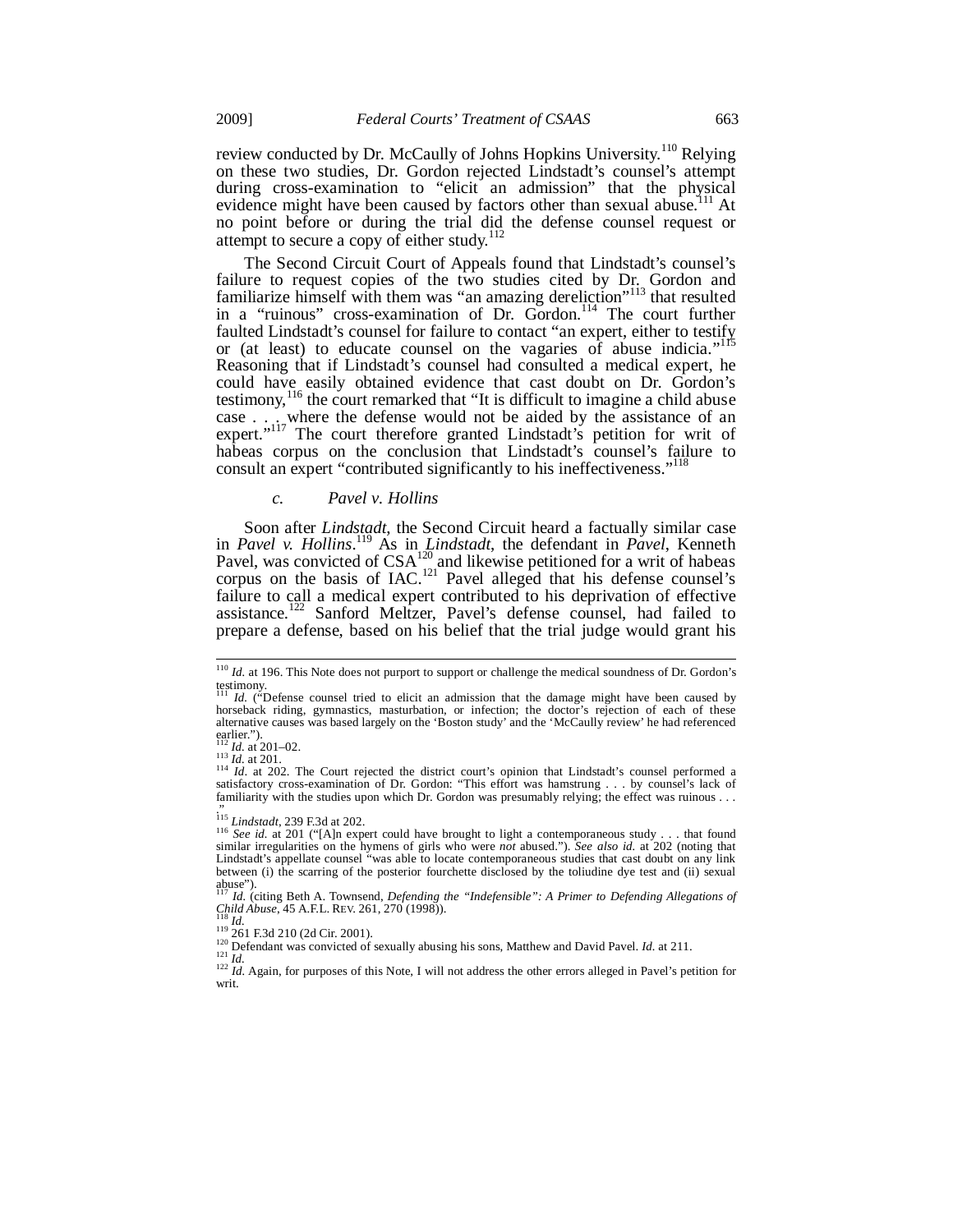review conducted by Dr. McCaully of Johns Hopkins University.[110] Relying on these two studies, Dr. Gordon rejected Lindstadt's counsel's attempt during cross-examination to "elicit an admission" that the physical evidence might have been caused by factors other than sexual abuse.[111] At no point before or during the trial did the defense counsel request or attempt to secure a copy of either study.[112]

The Second Circuit Court of Appeals found that Lindstadt's counsel's failure to request copies of the two studies cited by Dr. Gordon and familiarize himself with them was "an amazing dereliction"[113] that resulted in a "ruinous" cross-examination of Dr. Gordon.[114] The court further faulted Lindstadt's counsel for failure to contact "an expert, either to testify or (at least) to educate counsel on the vagaries of abuse indicia."[115] Reasoning that if Lindstadt's counsel had consulted a medical expert, he could have easily obtained evidence that cast doubt on Dr. Gordon's testimony,[116] the court remarked that "It is difficult to imagine a child abuse case . . . where the defense would not be aided by the assistance of an expert."[117] The court therefore granted Lindstadt's petition for writ of habeas corpus on the conclusion that Lindstadt's counsel's failure to consult an expert "contributed significantly to his ineffectiveness."[118]

#### c. *Pavel v. Hollins*

Soon after *Lindstadt*, the Second Circuit heard a factually similar case in *Pavel v. Hollins*.[119] As in *Lindstadt*, the defendant in *Pavel*, Kenneth Pavel, was convicted of CSA[120] and likewise petitioned for a writ of habeas corpus on the basis of IAC.[121] Pavel alleged that his defense counsel's failure to call a medical expert contributed to his deprivation of effective assistance.[122] Sanford Meltzer, Pavel's defense counsel, had failed to prepare a defense, based on his belief that the trial judge would grant his

---

[110] *Id.* at 196. This Note does not purport to support or challenge the medical soundness of Dr. Gordon's testimony.

[111] *Id.* ("Defense counsel tried to elicit an admission that the damage might have been caused by horseback riding, gymnastics, masturbation, or infection; the doctor's rejection of each of these alternative causes was based largely on the 'Boston study' and the 'McCaully review' he had referenced earlier.").

[112] *Id.* at 201–02.

[113] *Id.* at 201.

[114] *Id.* at 202. The Court rejected the district court's opinion that Lindstadt's counsel performed a satisfactory cross-examination of Dr. Gordon: "This effort was hamstrung . . . by counsel's lack of familiarity with the studies upon which Dr. Gordon was presumably relying; the effect was ruinous . . . ."

[115] *Lindstadt*, 239 F.3d at 202.

[116] *See id.* at 201 ("[A]n expert could have brought to light a contemporaneous study . . . that found similar irregularities on the hymens of girls who were *not* abused."). *See also id.* at 202 (noting that Lindstadt's appellate counsel "was able to locate contemporaneous studies that cast doubt on any link between (i) the scarring of the posterior fourchette disclosed by the toliudine dye test and (ii) sexual abuse").

[117] *Id.* (citing Beth A. Townsend, *Defending the "Indefensible": A Primer to Defending Allegations of Child Abuse*, 45 A.F.L. REV. 261, 270 (1998)).

[118] *Id.*

[119] 261 F.3d 210 (2d Cir. 2001).

[120] Defendant was convicted of sexually abusing his sons, Matthew and David Pavel. *Id.* at 211.

[121] *Id.*

[122] *Id.* Again, for purposes of this Note, I will not address the other errors alleged in Pavel's petition for writ.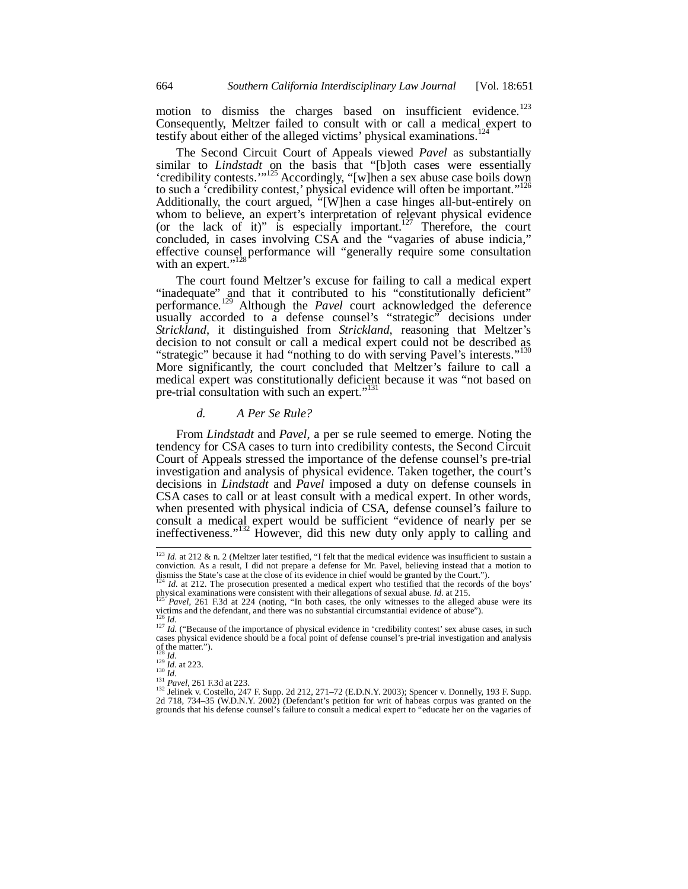motion to dismiss the charges based on insufficient evidence.[123] Consequently, Meltzer failed to consult with or call a medical expert to testify about either of the alleged victims' physical examinations.[124]

The Second Circuit Court of Appeals viewed *Pavel* as substantially similar to *Lindstadt* on the basis that "[b]oth cases were essentially 'credibility contests.'"[125] Accordingly, "[w]hen a sex abuse case boils down to such a 'credibility contest,' physical evidence will often be important."[126] Additionally, the court argued, "[W]hen a case hinges all-but-entirely on whom to believe, an expert's interpretation of relevant physical evidence (or the lack of it)" is especially important.[127] Therefore, the court concluded, in cases involving CSA and the "vagaries of abuse indicia," effective counsel performance will "generally require some consultation with an expert."[128]

The court found Meltzer's excuse for failing to call a medical expert "inadequate" and that it contributed to his "constitutionally deficient" performance.[129] Although the *Pavel* court acknowledged the deference usually accorded to a defense counsel's "strategic" decisions under *Strickland*, it distinguished from *Strickland*, reasoning that Meltzer's decision to not consult or call a medical expert could not be described as "strategic" because it had "nothing to do with serving Pavel's interests."[130] More significantly, the court concluded that Meltzer's failure to call a medical expert was constitutionally deficient because it was "not based on pre-trial consultation with such an expert."[131]

#### *d. A Per Se Rule?*

From *Lindstadt* and *Pavel*, a per se rule seemed to emerge. Noting the tendency for CSA cases to turn into credibility contests, the Second Circuit Court of Appeals stressed the importance of the defense counsel's pre-trial investigation and analysis of physical evidence. Taken together, the court's decisions in *Lindstadt* and *Pavel* imposed a duty on defense counsels in CSA cases to call or at least consult with a medical expert. In other words, when presented with physical indicia of CSA, defense counsel's failure to consult a medical expert would be sufficient "evidence of nearly per se ineffectiveness."[132] However, did this new duty only apply to calling and

---

[123] *Id.* at 212 & n. 2 (Meltzer later testified, "I felt that the medical evidence was insufficient to sustain a conviction. As a result, I did not prepare a defense for Mr. Pavel, believing instead that a motion to dismiss the State's case at the close of its evidence in chief would be granted by the Court.").

[124] *Id.* at 212. The prosecution presented a medical expert who testified that the records of the boys' physical examinations were consistent with their allegations of sexual abuse. *Id.* at 215.

[125] *Pavel*, 261 F.3d at 224 (noting, "In both cases, the only witnesses to the alleged abuse were its victims and the defendant, and there was no substantial circumstantial evidence of abuse").

[126] *Id.*

[127] *Id.* ("Because of the importance of physical evidence in 'credibility contest' sex abuse cases, in such cases physical evidence should be a focal point of defense counsel's pre-trial investigation and analysis of the matter.").

[128] *Id.*

[129] *Id.* at 223.

[130] *Id.*

[131] *Pavel*, 261 F.3d at 223.

[132] Jelinek v. Costello, 247 F. Supp. 2d 212, 271–72 (E.D.N.Y. 2003); Spencer v. Donnelly, 193 F. Supp. 2d 718, 734–35 (W.D.N.Y. 2002) (Defendant's petition for writ of habeas corpus was granted on the grounds that his defense counsel's failure to consult a medical expert to "educate her on the vagaries of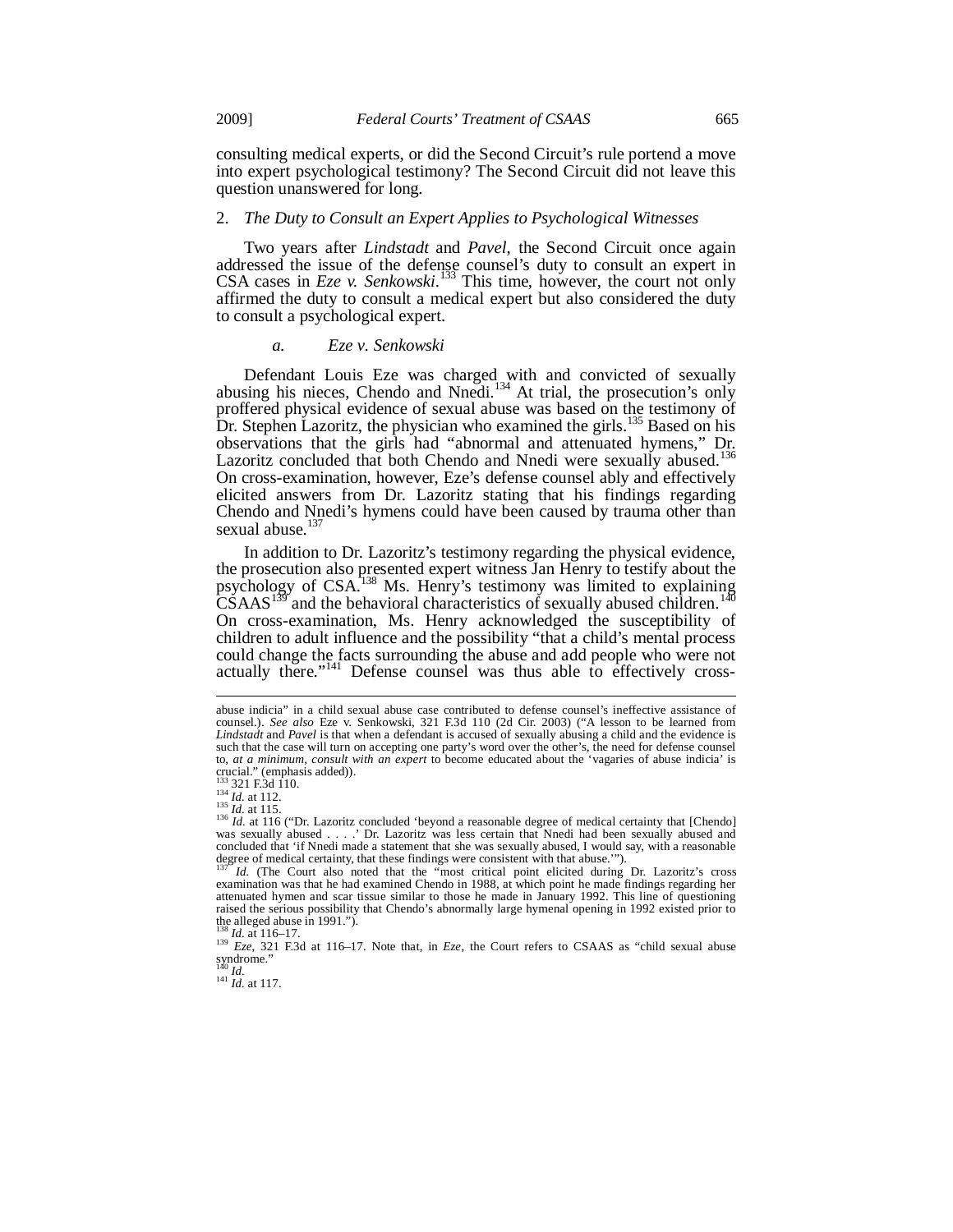consulting medical experts, or did the Second Circuit's rule portend a move into expert psychological testimony? The Second Circuit did not leave this question unanswered for long.

### 2. *The Duty to Consult an Expert Applies to Psychological Witnesses*

Two years after *Lindstadt* and *Pavel*, the Second Circuit once again addressed the issue of the defense counsel's duty to consult an expert in CSA cases in *Eze v. Senkowski*.[133] This time, however, the court not only affirmed the duty to consult a medical expert but also considered the duty to consult a psychological expert.

#### *a. Eze v. Senkowski*

Defendant Louis Eze was charged with and convicted of sexually abusing his nieces, Chendo and Nnedi.[134] At trial, the prosecution's only proffered physical evidence of sexual abuse was based on the testimony of Dr. Stephen Lazoritz, the physician who examined the girls.[135] Based on his observations that the girls had "abnormal and attenuated hymens," Dr. Lazoritz concluded that both Chendo and Nnedi were sexually abused.[136] On cross-examination, however, Eze's defense counsel ably and effectively elicited answers from Dr. Lazoritz stating that his findings regarding Chendo and Nnedi's hymens could have been caused by trauma other than sexual abuse.[137]

In addition to Dr. Lazoritz's testimony regarding the physical evidence, the prosecution also presented expert witness Jan Henry to testify about the psychology of CSA.[138] Ms. Henry's testimony was limited to explaining CSAAS[139] and the behavioral characteristics of sexually abused children.[140] On cross-examination, Ms. Henry acknowledged the susceptibility of children to adult influence and the possibility "that a child's mental process could change the facts surrounding the abuse and add people who were not actually there."[141] Defense counsel was thus able to effectively cross-

---

abuse indicia" in a child sexual abuse case contributed to defense counsel's ineffective assistance of counsel.). *See also* Eze v. Senkowski, 321 F.3d 110 (2d Cir. 2003) ("A lesson to be learned from *Lindstadt* and *Pavel* is that when a defendant is accused of sexually abusing a child and the evidence is such that the case will turn on accepting one party's word over the other's, the need for defense counsel to, *at a minimum, consult with an expert* to become educated about the 'vagaries of abuse indicia' is crucial." (emphasis added)).

[133] 321 F.3d 110.

[134] *Id.* at 112.

[135] *Id.* at 115.

[136] *Id.* at 116 ("Dr. Lazoritz concluded 'beyond a reasonable degree of medical certainty that [Chendo] was sexually abused . . . .' Dr. Lazoritz was less certain that Nnedi had been sexually abused and concluded that 'if Nnedi made a statement that she was sexually abused, I would say, with a reasonable degree of medical certainty, that these findings were consistent with that abuse.'").

[137] *Id.* (The Court also noted that the "most critical point elicited during Dr. Lazoritz's cross examination was that he had examined Chendo in 1988, at which point he made findings regarding her attenuated hymen and scar tissue similar to those he made in January 1992. This line of questioning raised the serious possibility that Chendo's abnormally large hymenal opening in 1992 existed prior to the alleged abuse in 1991.").

[138] *Id.* at 116–17.

[139] *Eze*, 321 F.3d at 116–17. Note that, in *Eze*, the Court refers to CSAAS as "child sexual abuse syndrome."

[140] *Id.*

[141] *Id.* at 117.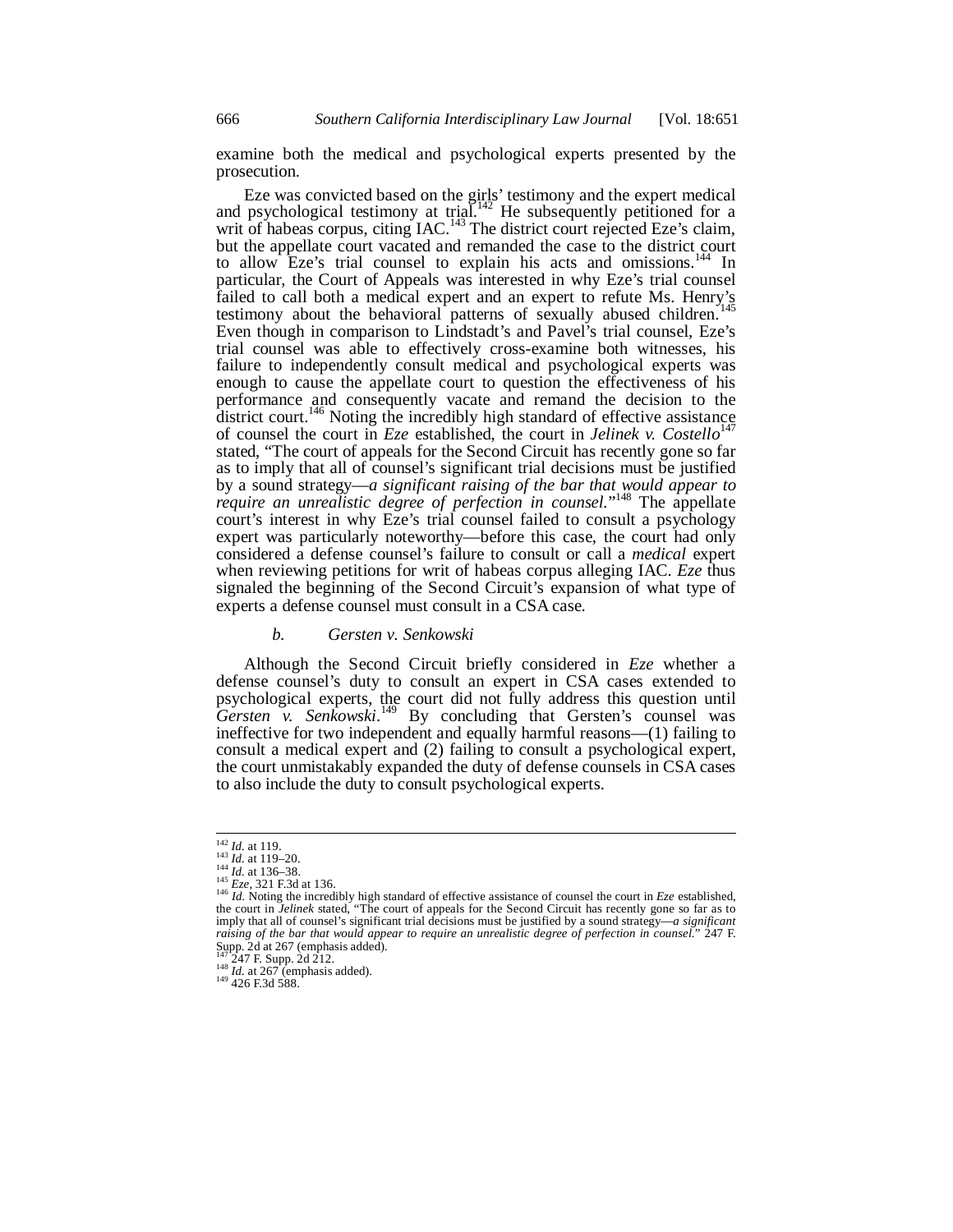examine both the medical and psychological experts presented by the prosecution.

Eze was convicted based on the girls' testimony and the expert medical and psychological testimony at trial.[142] He subsequently petitioned for a writ of habeas corpus, citing IAC.[143] The district court rejected Eze's claim, but the appellate court vacated and remanded the case to the district court to allow Eze's trial counsel to explain his acts and omissions.[144] In particular, the Court of Appeals was interested in why Eze's trial counsel failed to call both a medical expert and an expert to refute Ms. Henry's testimony about the behavioral patterns of sexually abused children.[145] Even though in comparison to Lindstadt's and Pavel's trial counsel, Eze's trial counsel was able to effectively cross-examine both witnesses, his failure to independently consult medical and psychological experts was enough to cause the appellate court to question the effectiveness of his performance and consequently vacate and remand the decision to the district court.[146] Noting the incredibly high standard of effective assistance of counsel the court in *Eze* established, the court in *Jelinek v. Costello*[147] stated, "The court of appeals for the Second Circuit has recently gone so far as to imply that all of counsel's significant trial decisions must be justified by a sound strategy—*a significant raising of the bar that would appear to require an unrealistic degree of perfection in counsel*."[148] The appellate court's interest in why Eze's trial counsel failed to consult a psychology expert was particularly noteworthy—before this case, the court had only considered a defense counsel's failure to consult or call a *medical* expert when reviewing petitions for writ of habeas corpus alleging IAC. *Eze* thus signaled the beginning of the Second Circuit's expansion of what type of experts a defense counsel must consult in a CSA case.

#### b. Gersten v. Senkowski

Although the Second Circuit briefly considered in *Eze* whether a defense counsel's duty to consult an expert in CSA cases extended to psychological experts, the court did not fully address this question until *Gersten v. Senkowski*.[149] By concluding that Gersten's counsel was ineffective for two independent and equally harmful reasons—(1) failing to consult a medical expert and (2) failing to consult a psychological expert, the court unmistakably expanded the duty of defense counsels in CSA cases to also include the duty to consult psychological experts.

---

[142] *Id.* at 119.

[143] *Id.* at 119–20.

[144] *Id.* at 136–38.

[145] *Eze*, 321 F.3d at 136.

[146] *Id.* Noting the incredibly high standard of effective assistance of counsel the court in *Eze* established, the court in *Jelinek* stated, "The court of appeals for the Second Circuit has recently gone so far as to imply that all of counsel's significant trial decisions must be justified by a sound strategy—*a significant raising of the bar that would appear to require an unrealistic degree of perfection in counsel*." 247 F. Supp. 2d at 267 (emphasis added).

[147] 247 F. Supp. 2d 212.

[148] *Id.* at 267 (emphasis added).

[149] 426 F.3d 588.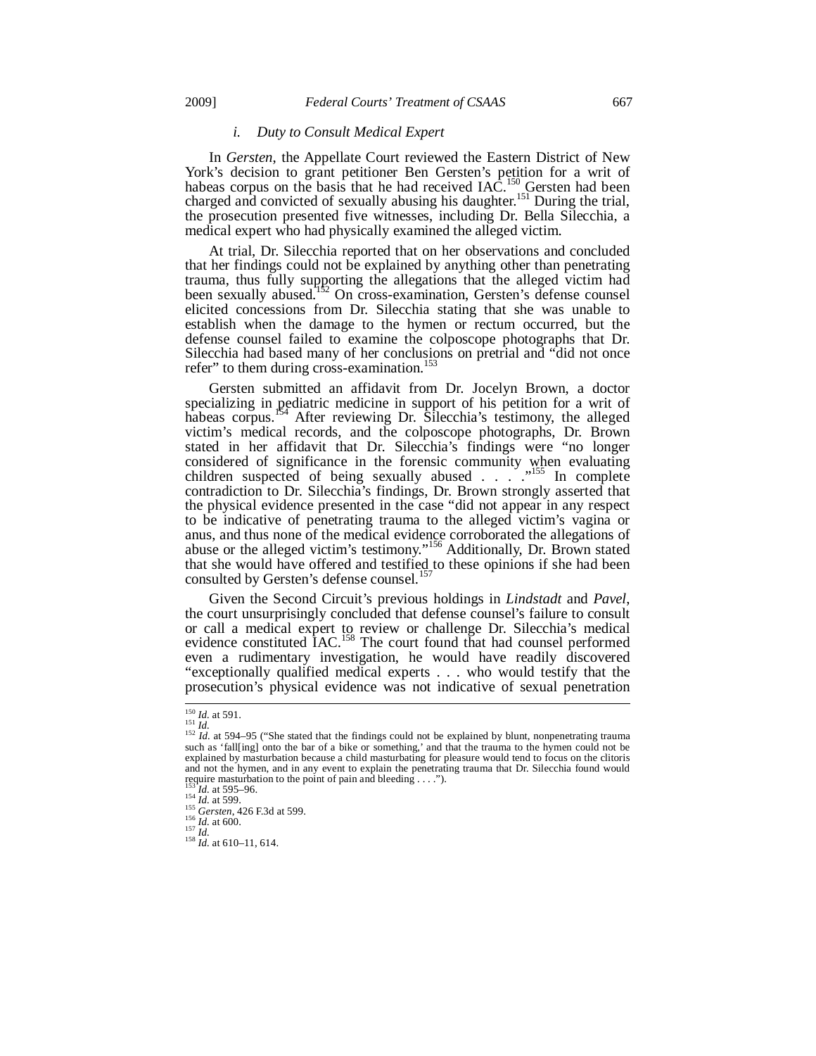### *i. Duty to Consult Medical Expert*

In *Gersten*, the Appellate Court reviewed the Eastern District of New York's decision to grant petitioner Ben Gersten's petition for a writ of habeas corpus on the basis that he had received IAC.[150] Gersten had been charged and convicted of sexually abusing his daughter.[151] During the trial, the prosecution presented five witnesses, including Dr. Bella Silecchia, a medical expert who had physically examined the alleged victim.

At trial, Dr. Silecchia reported that on her observations and concluded that her findings could not be explained by anything other than penetrating trauma, thus fully supporting the allegations that the alleged victim had been sexually abused.[152] On cross-examination, Gersten's defense counsel elicited concessions from Dr. Silecchia stating that she was unable to establish when the damage to the hymen or rectum occurred, but the defense counsel failed to examine the colposcope photographs that Dr. Silecchia had based many of her conclusions on pretrial and "did not once refer" to them during cross-examination.[153]

Gersten submitted an affidavit from Dr. Jocelyn Brown, a doctor specializing in pediatric medicine in support of his petition for a writ of habeas corpus.[154] After reviewing Dr. Silecchia's testimony, the alleged victim's medical records, and the colposcope photographs, Dr. Brown stated in her affidavit that Dr. Silecchia's findings were "no longer considered of significance in the forensic community when evaluating children suspected of being sexually abused . . . ."[155] In complete contradiction to Dr. Silecchia's findings, Dr. Brown strongly asserted that the physical evidence presented in the case "did not appear in any respect to be indicative of penetrating trauma to the alleged victim's vagina or anus, and thus none of the medical evidence corroborated the allegations of abuse or the alleged victim's testimony."[156] Additionally, Dr. Brown stated that she would have offered and testified to these opinions if she had been consulted by Gersten's defense counsel.[157]

Given the Second Circuit's previous holdings in *Lindstadt* and *Pavel*, the court unsurprisingly concluded that defense counsel's failure to consult or call a medical expert to review or challenge Dr. Silecchia's medical evidence constituted IAC.[158] The court found that had counsel performed even a rudimentary investigation, he would have readily discovered "exceptionally qualified medical experts . . . who would testify that the prosecution's physical evidence was not indicative of sexual penetration

---

[150] *Id.* at 591.

[151] *Id.*

[152] *Id.* at 594–95 ("She stated that the findings could not be explained by blunt, nonpenetrating trauma such as 'fall[ing] onto the bar of a bike or something,' and that the trauma to the hymen could not be explained by masturbation because a child masturbating for pleasure would tend to focus on the clitoris and not the hymen, and in any event to explain the penetrating trauma that Dr. Silecchia found would require masturbation to the point of pain and bleeding . . . .").

[153] *Id.* at 595–96.

[154] *Id.* at 599.

[155] *Gersten*, 426 F.3d at 599.

[156] *Id.* at 600.

[157] *Id.*

[158] *Id.* at 610–11, 614.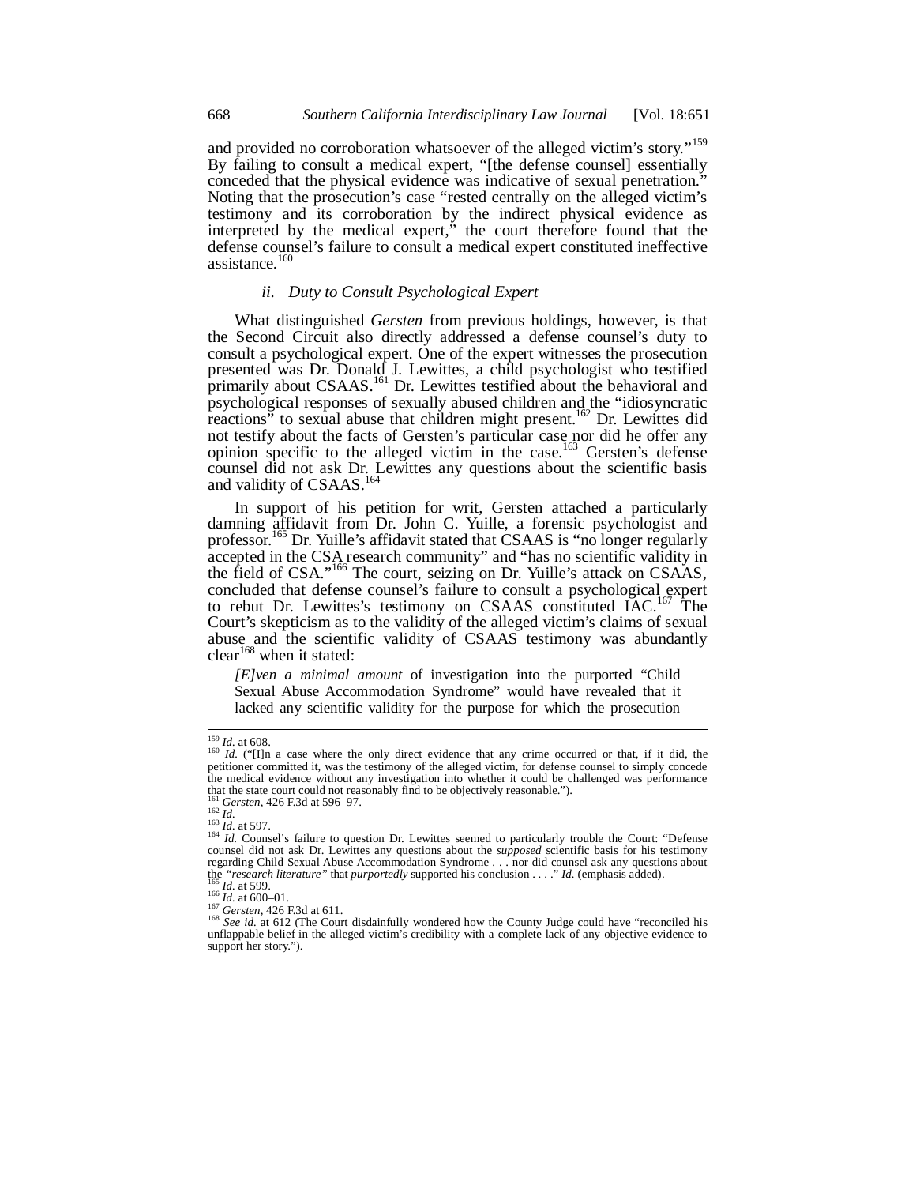and provided no corroboration whatsoever of the alleged victim's story."[159] By failing to consult a medical expert, "[the defense counsel] essentially conceded that the physical evidence was indicative of sexual penetration." Noting that the prosecution's case "rested centrally on the alleged victim's testimony and its corroboration by the indirect physical evidence as interpreted by the medical expert," the court therefore found that the defense counsel's failure to consult a medical expert constituted ineffective assistance.[160]

#### *ii. Duty to Consult Psychological Expert*

What distinguished *Gersten* from previous holdings, however, is that the Second Circuit also directly addressed a defense counsel's duty to consult a psychological expert. One of the expert witnesses the prosecution presented was Dr. Donald J. Lewittes, a child psychologist who testified primarily about CSAAS.[161] Dr. Lewittes testified about the behavioral and psychological responses of sexually abused children and the "idiosyncratic reactions" to sexual abuse that children might present.[162] Dr. Lewittes did not testify about the facts of Gersten's particular case nor did he offer any opinion specific to the alleged victim in the case.[163] Gersten's defense counsel did not ask Dr. Lewittes any questions about the scientific basis and validity of CSAAS.[164]

In support of his petition for writ, Gersten attached a particularly damning affidavit from Dr. John C. Yuille, a forensic psychologist and professor.[165] Dr. Yuille's affidavit stated that CSAAS is "no longer regularly accepted in the CSA research community" and "has no scientific validity in the field of CSA."[166] The court, seizing on Dr. Yuille's attack on CSAAS, concluded that defense counsel's failure to consult a psychological expert to rebut Dr. Lewittes's testimony on CSAAS constituted IAC.[167] The Court's skepticism as to the validity of the alleged victim's claims of sexual abuse and the scientific validity of CSAAS testimony was abundantly clear[168] when it stated:

> *[E]ven a minimal amount* of investigation into the purported "Child Sexual Abuse Accommodation Syndrome" would have revealed that it lacked any scientific validity for the purpose for which the prosecution

---

[159] *Id.* at 608.

[160] *Id.* ("[I]n a case where the only direct evidence that any crime occurred or that, if it did, the petitioner committed it, was the testimony of the alleged victim, for defense counsel to simply concede the medical evidence without any investigation into whether it could be challenged was performance that the state court could not reasonably find to be objectively reasonable.").

[161] *Gersten*, 426 F.3d at 596–97.

[162] *Id.*

[163] *Id.* at 597.

[164] *Id.* Counsel's failure to question Dr. Lewittes seemed to particularly trouble the Court: "Defense counsel did not ask Dr. Lewittes any questions about the *supposed* scientific basis for his testimony regarding Child Sexual Abuse Accommodation Syndrome . . . nor did counsel ask any questions about the *"research literature"* that *purportedly* supported his conclusion . . . ." *Id.* (emphasis added).

[165] *Id.* at 599.

[166] *Id.* at 600–01.

[167] *Gersten*, 426 F.3d at 611.

[168] *See id.* at 612 (The Court disdainfully wondered how the County Judge could have "reconciled his unflappable belief in the alleged victim's credibility with a complete lack of any objective evidence to support her story.").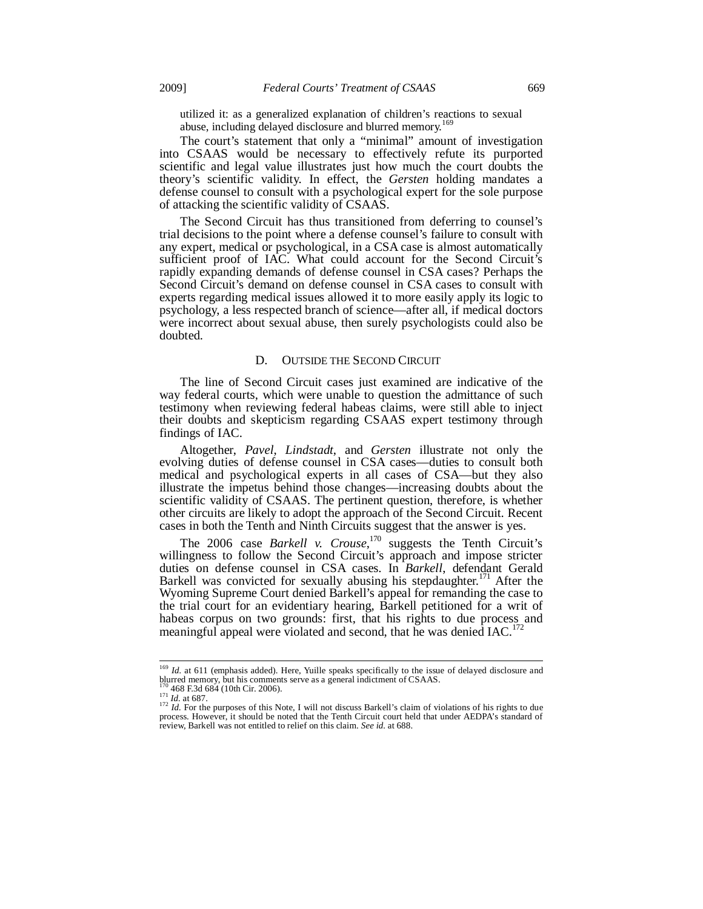utilized it: as a generalized explanation of children's reactions to sexual abuse, including delayed disclosure and blurred memory.[169]

The court's statement that only a "minimal" amount of investigation into CSAAS would be necessary to effectively refute its purported scientific and legal value illustrates just how much the court doubts the theory's scientific validity. In effect, the *Gersten* holding mandates a defense counsel to consult with a psychological expert for the sole purpose of attacking the scientific validity of CSAAS.

The Second Circuit has thus transitioned from deferring to counsel's trial decisions to the point where a defense counsel's failure to consult with any expert, medical or psychological, in a CSA case is almost automatically sufficient proof of IAC. What could account for the Second Circuit's rapidly expanding demands of defense counsel in CSA cases? Perhaps the Second Circuit's demand on defense counsel in CSA cases to consult with experts regarding medical issues allowed it to more easily apply its logic to psychology, a less respected branch of science—after all, if medical doctors were incorrect about sexual abuse, then surely psychologists could also be doubted.

### D. OUTSIDE THE SECOND CIRCUIT

The line of Second Circuit cases just examined are indicative of the way federal courts, which were unable to question the admittance of such testimony when reviewing federal habeas claims, were still able to inject their doubts and skepticism regarding CSAAS expert testimony through findings of IAC.

Altogether, *Pavel*, *Lindstadt*, and *Gersten* illustrate not only the evolving duties of defense counsel in CSA cases—duties to consult both medical and psychological experts in all cases of CSA—but they also illustrate the impetus behind those changes—increasing doubts about the scientific validity of CSAAS. The pertinent question, therefore, is whether other circuits are likely to adopt the approach of the Second Circuit. Recent cases in both the Tenth and Ninth Circuits suggest that the answer is yes.

The 2006 case *Barkell v. Crouse*,[170] suggests the Tenth Circuit's willingness to follow the Second Circuit's approach and impose stricter duties on defense counsel in CSA cases. In *Barkell*, defendant Gerald Barkell was convicted for sexually abusing his stepdaughter.[171] After the Wyoming Supreme Court denied Barkell's appeal for remanding the case to the trial court for an evidentiary hearing, Barkell petitioned for a writ of habeas corpus on two grounds: first, that his rights to due process and meaningful appeal were violated and second, that he was denied IAC.[172]

---

[169] *Id.* at 611 (emphasis added). Here, Yuille speaks specifically to the issue of delayed disclosure and blurred memory, but his comments serve as a general indictment of CSAAS.

[170] 468 F.3d 684 (10th Cir. 2006).

[171] *Id.* at 687.

[172] *Id.* For the purposes of this Note, I will not discuss Barkell's claim of violations of his rights to due process. However, it should be noted that the Tenth Circuit court held that under AEDPA's standard of review, Barkell was not entitled to relief on this claim. *See id.* at 688.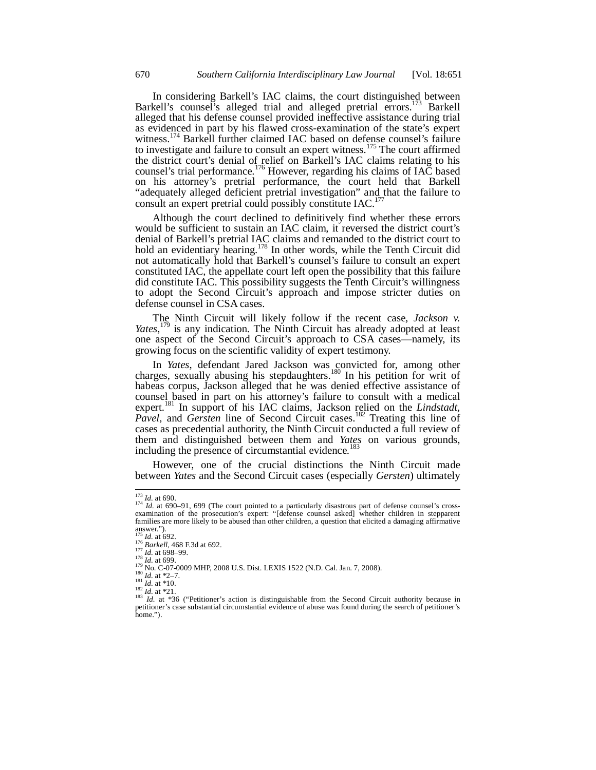In considering Barkell's IAC claims, the court distinguished between Barkell's counsel's alleged trial and alleged pretrial errors.[173] Barkell alleged that his defense counsel provided ineffective assistance during trial as evidenced in part by his flawed cross-examination of the state's expert witness.[174] Barkell further claimed IAC based on defense counsel's failure to investigate and failure to consult an expert witness.[175] The court affirmed the district court's denial of relief on Barkell's IAC claims relating to his counsel's trial performance.[176] However, regarding his claims of IAC based on his attorney's pretrial performance, the court held that Barkell "adequately alleged deficient pretrial investigation" and that the failure to consult an expert pretrial could possibly constitute IAC.[177]

Although the court declined to definitively find whether these errors would be sufficient to sustain an IAC claim, it reversed the district court's denial of Barkell's pretrial IAC claims and remanded to the district court to hold an evidentiary hearing.[178] In other words, while the Tenth Circuit did not automatically hold that Barkell's counsel's failure to consult an expert constituted IAC, the appellate court left open the possibility that this failure did constitute IAC. This possibility suggests the Tenth Circuit's willingness to adopt the Second Circuit's approach and impose stricter duties on defense counsel in CSA cases.

The Ninth Circuit will likely follow if the recent case, *Jackson v. Yates*,[179] is any indication. The Ninth Circuit has already adopted at least one aspect of the Second Circuit's approach to CSA cases—namely, its growing focus on the scientific validity of expert testimony.

In *Yates*, defendant Jared Jackson was convicted for, among other charges, sexually abusing his stepdaughters.[180] In his petition for writ of habeas corpus, Jackson alleged that he was denied effective assistance of counsel based in part on his attorney's failure to consult with a medical expert.[181] In support of his IAC claims, Jackson relied on the *Lindstadt*, *Pavel*, and *Gersten* line of Second Circuit cases.[182] Treating this line of cases as precedential authority, the Ninth Circuit conducted a full review of them and distinguished between them and *Yates* on various grounds, including the presence of circumstantial evidence.[183]

However, one of the crucial distinctions the Ninth Circuit made between *Yates* and the Second Circuit cases (especially *Gersten*) ultimately

---

[173] *Id.* at 690.

[174] *Id.* at 690–91, 699 (The court pointed to a particularly disastrous part of defense counsel's cross-examination of the prosecution's expert: "[defense counsel asked] whether children in stepparent families are more likely to be abused than other children, a question that elicited a damaging affirmative answer.").

[175] *Id.* at 692.

[176] *Barkell*, 468 F.3d at 692.

[177] *Id.* at 698–99.

[178] *Id.* at 699.

[179] No. C-07-0009 MHP, 2008 U.S. Dist. LEXIS 1522 (N.D. Cal. Jan. 7, 2008).

[180] *Id.* at *2–7.

[181] *Id.* at *10.

[182] *Id.* at *21.

[183] *Id.* at *36 ("Petitioner's action is distinguishable from the Second Circuit authority because in petitioner's case substantial circumstantial evidence of abuse was found during the search of petitioner's home.").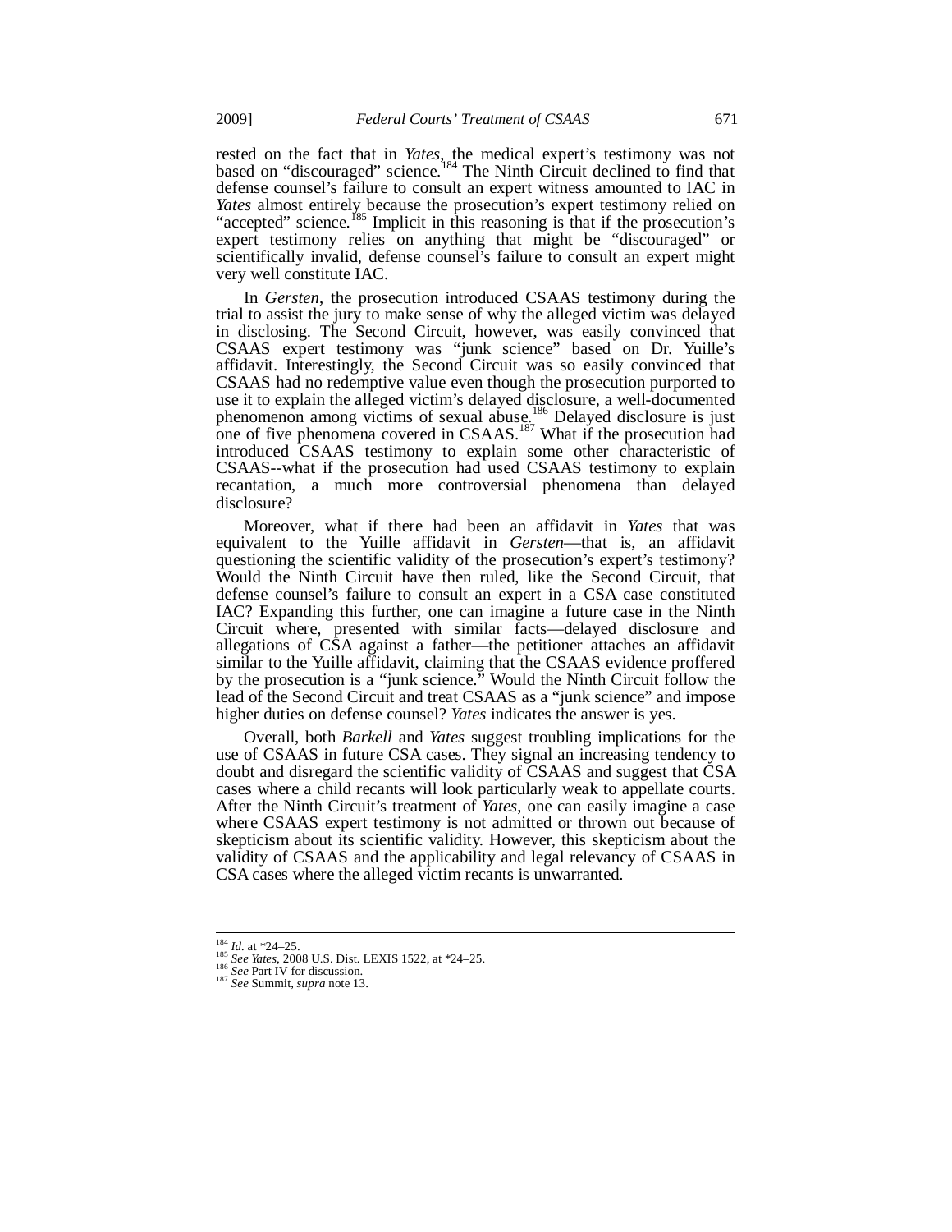rested on the fact that in *Yates*, the medical expert's testimony was not based on "discouraged" science.[184] The Ninth Circuit declined to find that defense counsel's failure to consult an expert witness amounted to IAC in *Yates* almost entirely because the prosecution's expert testimony relied on "accepted" science.[185] Implicit in this reasoning is that if the prosecution's expert testimony relies on anything that might be "discouraged" or scientifically invalid, defense counsel's failure to consult an expert might very well constitute IAC.

In *Gersten*, the prosecution introduced CSAAS testimony during the trial to assist the jury to make sense of why the alleged victim was delayed in disclosing. The Second Circuit, however, was easily convinced that CSAAS expert testimony was "junk science" based on Dr. Yuille's affidavit. Interestingly, the Second Circuit was so easily convinced that CSAAS had no redemptive value even though the prosecution purported to use it to explain the alleged victim's delayed disclosure, a well-documented phenomenon among victims of sexual abuse.[186] Delayed disclosure is just one of five phenomena covered in CSAAS.[187] What if the prosecution had introduced CSAAS testimony to explain some other characteristic of CSAAS--what if the prosecution had used CSAAS testimony to explain recantation, a much more controversial phenomena than delayed disclosure?

Moreover, what if there had been an affidavit in *Yates* that was equivalent to the Yuille affidavit in *Gersten*—that is, an affidavit questioning the scientific validity of the prosecution's expert's testimony? Would the Ninth Circuit have then ruled, like the Second Circuit, that defense counsel's failure to consult an expert in a CSA case constituted IAC? Expanding this further, one can imagine a future case in the Ninth Circuit where, presented with similar facts—delayed disclosure and allegations of CSA against a father—the petitioner attaches an affidavit similar to the Yuille affidavit, claiming that the CSAAS evidence proffered by the prosecution is a "junk science." Would the Ninth Circuit follow the lead of the Second Circuit and treat CSAAS as a "junk science" and impose higher duties on defense counsel? *Yates* indicates the answer is yes.

Overall, both *Barkell* and *Yates* suggest troubling implications for the use of CSAAS in future CSA cases. They signal an increasing tendency to doubt and disregard the scientific validity of CSAAS and suggest that CSA cases where a child recants will look particularly weak to appellate courts. After the Ninth Circuit's treatment of *Yates*, one can easily imagine a case where CSAAS expert testimony is not admitted or thrown out because of skepticism about its scientific validity. However, this skepticism about the validity of CSAAS and the applicability and legal relevancy of CSAAS in CSA cases where the alleged victim recants is unwarranted.

---

[184] *Id.* at *24–25.

[185] *See Yates*, 2008 U.S. Dist. LEXIS 1522, at *24–25.

[186] *See* Part IV for discussion.

[187] *See* Summit, *supra* note 13.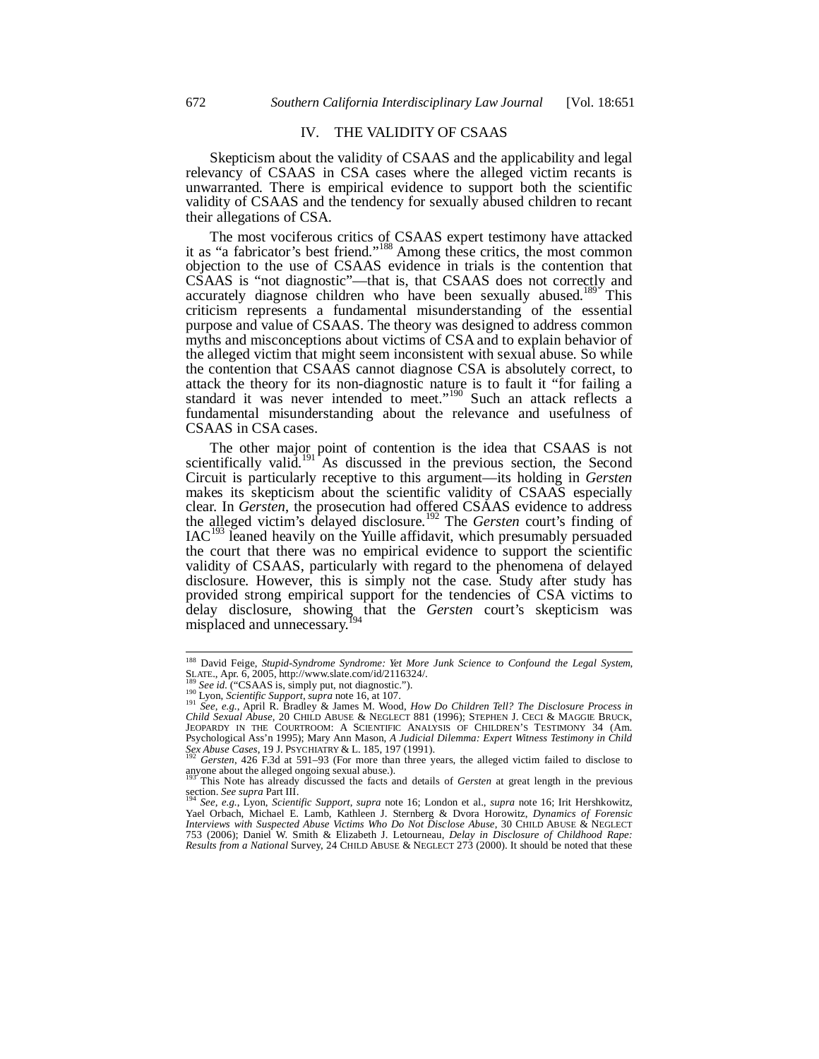## IV. THE VALIDITY OF CSAAS

Skepticism about the validity of CSAAS and the applicability and legal relevancy of CSAAS in CSA cases where the alleged victim recants is unwarranted. There is empirical evidence to support both the scientific validity of CSAAS and the tendency for sexually abused children to recant their allegations of CSA.

The most vociferous critics of CSAAS expert testimony have attacked it as "a fabricator's best friend."[188] Among these critics, the most common objection to the use of CSAAS evidence in trials is the contention that CSAAS is "not diagnostic"—that is, that CSAAS does not correctly and accurately diagnose children who have been sexually abused.[189] This criticism represents a fundamental misunderstanding of the essential purpose and value of CSAAS. The theory was designed to address common myths and misconceptions about victims of CSA and to explain behavior of the alleged victim that might seem inconsistent with sexual abuse. So while the contention that CSAAS cannot diagnose CSA is absolutely correct, to attack the theory for its non-diagnostic nature is to fault it "for failing a standard it was never intended to meet."[190] Such an attack reflects a fundamental misunderstanding about the relevance and usefulness of CSAAS in CSA cases.

The other major point of contention is the idea that CSAAS is not scientifically valid.[191] As discussed in the previous section, the Second Circuit is particularly receptive to this argument—its holding in *Gersten* makes its skepticism about the scientific validity of CSAAS especially clear. In *Gersten*, the prosecution had offered CSAAS evidence to address the alleged victim's delayed disclosure.[192] The *Gersten* court's finding of IAC[193] leaned heavily on the Yuille affidavit, which presumably persuaded the court that there was no empirical evidence to support the scientific validity of CSAAS, particularly with regard to the phenomena of delayed disclosure. However, this is simply not the case. Study after study has provided strong empirical support for the tendencies of CSA victims to delay disclosure, showing that the *Gersten* court's skepticism was misplaced and unnecessary.[194]

---

[188] David Feige, *Stupid-Syndrome Syndrome: Yet More Junk Science to Confound the Legal System*, SLATE., Apr. 6, 2005, http://www.slate.com/id/2116324/.

[189] *See id.* ("CSAAS is, simply put, not diagnostic.").

[190] Lyon, *Scientific Support*, *supra* note 16, at 107.

[191] *See, e.g.*, April R. Bradley & James M. Wood, *How Do Children Tell? The Disclosure Process in Child Sexual Abuse*, 20 CHILD ABUSE & NEGLECT 881 (1996); STEPHEN J. CECI & MAGGIE BRUCK, JEOPARDY IN THE COURTROOM: A SCIENTIFIC ANALYSIS OF CHILDREN'S TESTIMONY 34 (Am. Psychological Ass'n 1995); Mary Ann Mason, *A Judicial Dilemma: Expert Witness Testimony in Child Sex Abuse Cases*, 19 J. PSYCHIATRY & L. 185, 197 (1991).

[192] *Gersten*, 426 F.3d at 591–93 (For more than three years, the alleged victim failed to disclose to anyone about the alleged ongoing sexual abuse.).

[193] This Note has already discussed the facts and details of *Gersten* at great length in the previous section. *See supra* Part III.

[194] *See, e.g.*, Lyon, *Scientific Support*, *supra* note 16; London et al., *supra* note 16; Irit Hershkowitz, Yael Orbach, Michael E. Lamb, Kathleen J. Sternberg & Dvora Horowitz, *Dynamics of Forensic Interviews with Suspected Abuse Victims Who Do Not Disclose Abuse*, 30 CHILD ABUSE & NEGLECT 753 (2006); Daniel W. Smith & Elizabeth J. Letourneau, *Delay in Disclosure of Childhood Rape: Results from a National* Survey, 24 CHILD ABUSE & NEGLECT 273 (2000). It should be noted that these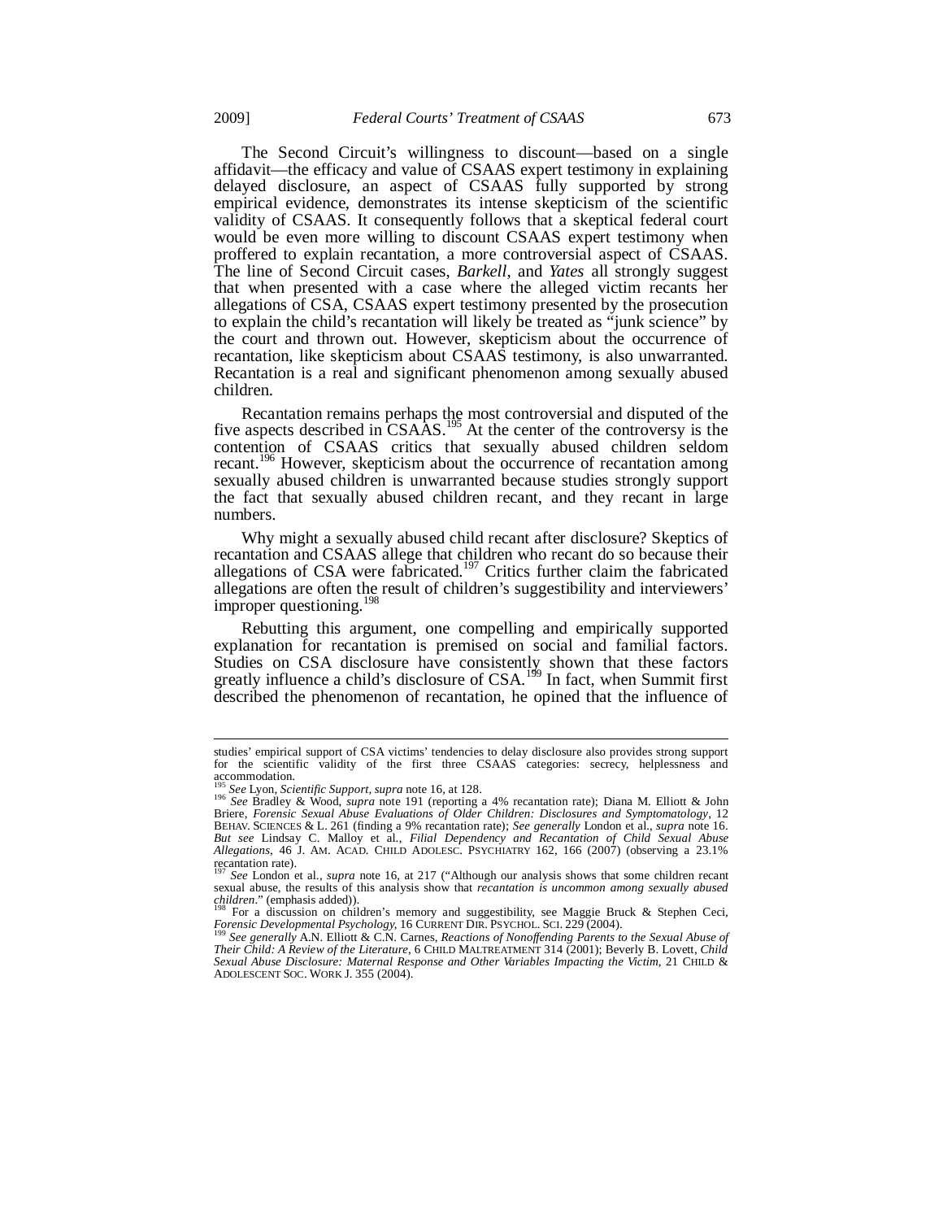The Second Circuit's willingness to discount—based on a single affidavit—the efficacy and value of CSAAS expert testimony in explaining delayed disclosure, an aspect of CSAAS fully supported by strong empirical evidence, demonstrates its intense skepticism of the scientific validity of CSAAS. It consequently follows that a skeptical federal court would be even more willing to discount CSAAS expert testimony when proffered to explain recantation, a more controversial aspect of CSAAS. The line of Second Circuit cases, *Barkell*, and *Yates* all strongly suggest that when presented with a case where the alleged victim recants her allegations of CSA, CSAAS expert testimony presented by the prosecution to explain the child's recantation will likely be treated as "junk science" by the court and thrown out. However, skepticism about the occurrence of recantation, like skepticism about CSAAS testimony, is also unwarranted. Recantation is a real and significant phenomenon among sexually abused children.

Recantation remains perhaps the most controversial and disputed of the five aspects described in CSAAS.[195] At the center of the controversy is the contention of CSAAS critics that sexually abused children seldom recant.[196] However, skepticism about the occurrence of recantation among sexually abused children is unwarranted because studies strongly support the fact that sexually abused children recant, and they recant in large numbers.

Why might a sexually abused child recant after disclosure? Skeptics of recantation and CSAAS allege that children who recant do so because their allegations of CSA were fabricated.[197] Critics further claim the fabricated allegations are often the result of children's suggestibility and interviewers' improper questioning.[198]

Rebutting this argument, one compelling and empirically supported explanation for recantation is premised on social and familial factors. Studies on CSA disclosure have consistently shown that these factors greatly influence a child's disclosure of CSA.[199] In fact, when Summit first described the phenomenon of recantation, he opined that the influence of

---

studies' empirical support of CSA victims' tendencies to delay disclosure also provides strong support for the scientific validity of the first three CSAAS categories: secrecy, helplessness and accommodation.

[195] *See* Lyon, *Scientific Support*, *supra* note 16, at 128.

[196] *See* Bradley & Wood, *supra* note 191 (reporting a 4% recantation rate); Diana M. Elliott & John Briere, *Forensic Sexual Abuse Evaluations of Older Children: Disclosures and Symptomatology*, 12 BEHAV. SCIENCES & L. 261 (finding a 9% recantation rate); *See generally* London et al., *supra* note 16. *But see* Lindsay C. Malloy et al., *Filial Dependency and Recantation of Child Sexual Abuse Allegations*, 46 J. AM. ACAD. CHILD ADOLESC. PSYCHIATRY 162, 166 (2007) (observing a 23.1% recantation rate).

[197] *See* London et al., *supra* note 16, at 217 ("Although our analysis shows that some children recant sexual abuse, the results of this analysis show that *recantation is uncommon among sexually abused children*." (emphasis added)).

[198] For a discussion on children's memory and suggestibility, see Maggie Bruck & Stephen Ceci, *Forensic Developmental Psychology*, 16 CURRENT DIR. PSYCHOL. SCI. 229 (2004).

[199] *See generally* A.N. Elliott & C.N. Carnes, *Reactions of Nonoffending Parents to the Sexual Abuse of Their Child: A Review of the Literature*, 6 CHILD MALTREATMENT 314 (2001); Beverly B. Lovett, *Child Sexual Abuse Disclosure: Maternal Response and Other Variables Impacting the Victim*, 21 CHILD & ADOLESCENT SOC. WORK J. 355 (2004).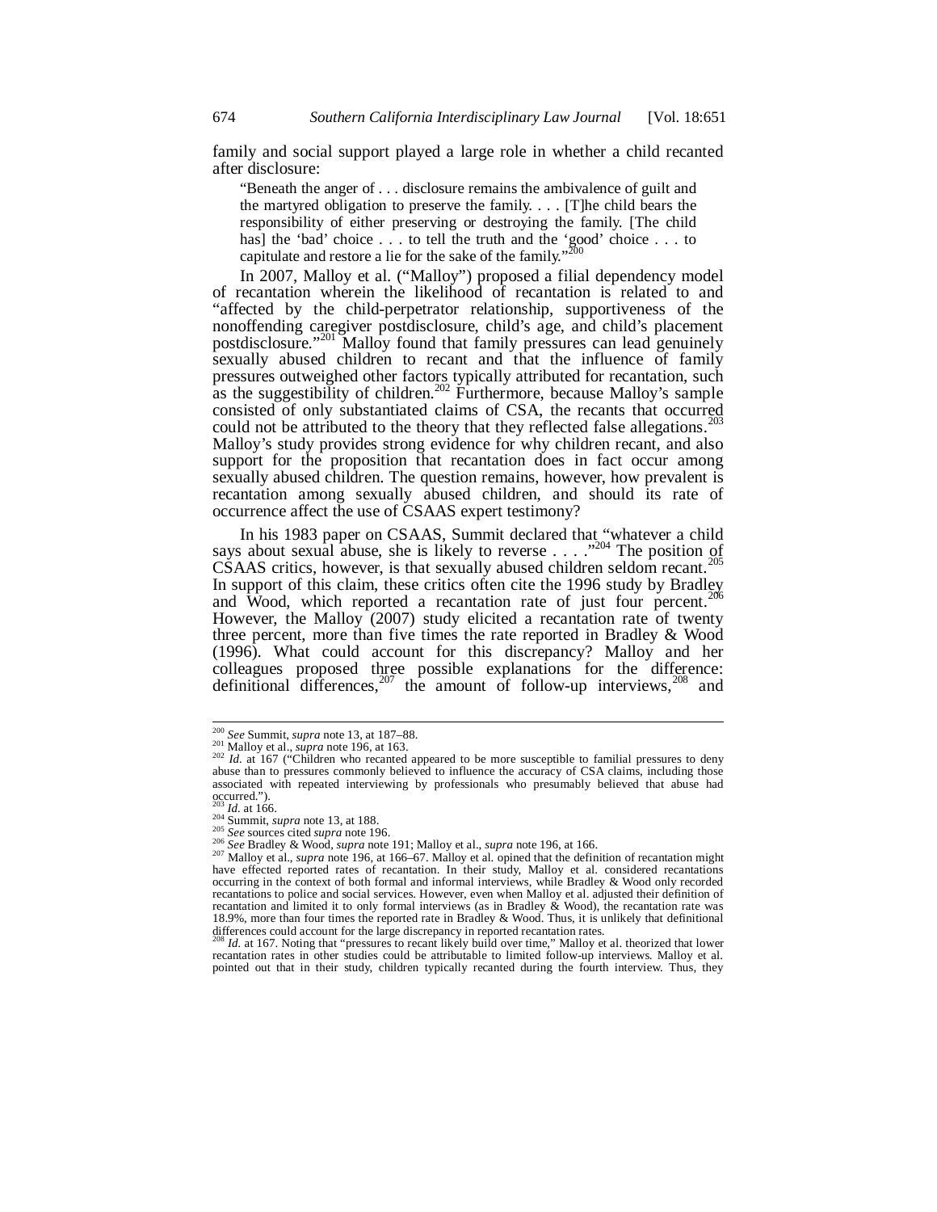family and social support played a large role in whether a child recanted after disclosure:

> "Beneath the anger of . . . disclosure remains the ambivalence of guilt and the martyred obligation to preserve the family. . . . [T]he child bears the responsibility of either preserving or destroying the family. [The child has] the 'bad' choice . . . to tell the truth and the 'good' choice . . . to capitulate and restore a lie for the sake of the family."[200]

In 2007, Malloy et al. ("Malloy") proposed a filial dependency model of recantation wherein the likelihood of recantation is related to and "affected by the child-perpetrator relationship, supportiveness of the nonoffending caregiver postdisclosure, child's age, and child's placement postdisclosure."[201] Malloy found that family pressures can lead genuinely sexually abused children to recant and that the influence of family pressures outweighed other factors typically attributed for recantation, such as the suggestibility of children.[202] Furthermore, because Malloy's sample consisted of only substantiated claims of CSA, the recants that occurred could not be attributed to the theory that they reflected false allegations.[203] Malloy's study provides strong evidence for why children recant, and also support for the proposition that recantation does in fact occur among sexually abused children. The question remains, however, how prevalent is recantation among sexually abused children, and should its rate of occurrence affect the use of CSAAS expert testimony?

In his 1983 paper on CSAAS, Summit declared that "whatever a child says about sexual abuse, she is likely to reverse . . . ."[204] The position of CSAAS critics, however, is that sexually abused children seldom recant.[205] In support of this claim, these critics often cite the 1996 study by Bradley and Wood, which reported a recantation rate of just four percent.[206] However, the Malloy (2007) study elicited a recantation rate of twenty three percent, more than five times the rate reported in Bradley & Wood (1996). What could account for this discrepancy? Malloy and her colleagues proposed three possible explanations for the difference: definitional differences,[207] the amount of follow-up interviews,[208] and

---

[200] *See* Summit, *supra* note 13, at 187–88.

[201] Malloy et al., *supra* note 196, at 163.

[202] *Id.* at 167 ("Children who recanted appeared to be more susceptible to familial pressures to deny abuse than to pressures commonly believed to influence the accuracy of CSA claims, including those associated with repeated interviewing by professionals who presumably believed that abuse had occurred.").

[203] *Id.* at 166.

[204] Summit, *supra* note 13, at 188.

[205] *See* sources cited *supra* note 196.

[206] *See* Bradley & Wood, *supra* note 191; Malloy et al., *supra* note 196, at 166.

[207] Malloy et al., *supra* note 196, at 166–67. Malloy et al. opined that the definition of recantation might have effected reported rates of recantation. In their study, Malloy et al. considered recantations occurring in the context of both formal and informal interviews, while Bradley & Wood only recorded recantations to police and social services. However, even when Malloy et al. adjusted their definition of recantation and limited it to only formal interviews (as in Bradley & Wood), the recantation rate was 18.9%, more than four times the reported rate in Bradley & Wood. Thus, it is unlikely that definitional differences could account for the large discrepancy in reported recantation rates.

[208] *Id.* at 167. Noting that "pressures to recant likely build over time," Malloy et al. theorized that lower recantation rates in other studies could be attributable to limited follow-up interviews. Malloy et al. pointed out that in their study, children typically recanted during the fourth interview. Thus, they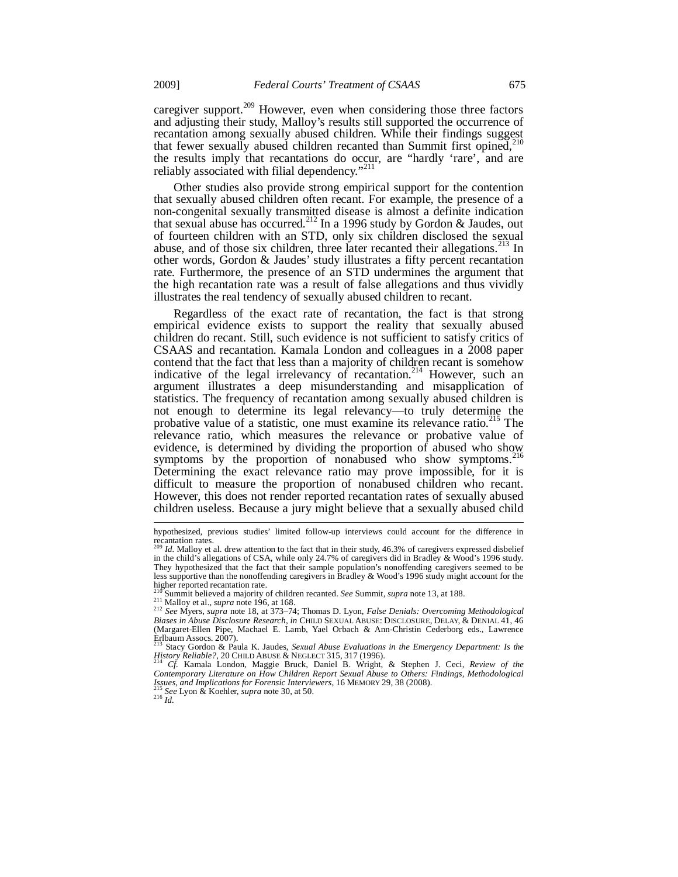caregiver support.[209] However, even when considering those three factors and adjusting their study, Malloy's results still supported the occurrence of recantation among sexually abused children. While their findings suggest that fewer sexually abused children recanted than Summit first opined,[210] the results imply that recantations do occur, are "hardly 'rare', and are reliably associated with filial dependency."[211]

Other studies also provide strong empirical support for the contention that sexually abused children often recant. For example, the presence of a non-congenital sexually transmitted disease is almost a definite indication that sexual abuse has occurred.[212] In a 1996 study by Gordon & Jaudes, out of fourteen children with an STD, only six children disclosed the sexual abuse, and of those six children, three later recanted their allegations.[213] In other words, Gordon & Jaudes' study illustrates a fifty percent recantation rate. Furthermore, the presence of an STD undermines the argument that the high recantation rate was a result of false allegations and thus vividly illustrates the real tendency of sexually abused children to recant.

Regardless of the exact rate of recantation, the fact is that strong empirical evidence exists to support the reality that sexually abused children do recant. Still, such evidence is not sufficient to satisfy critics of CSAAS and recantation. Kamala London and colleagues in a 2008 paper contend that the fact that less than a majority of children recant is somehow indicative of the legal irrelevancy of recantation.[214] However, such an argument illustrates a deep misunderstanding and misapplication of statistics. The frequency of recantation among sexually abused children is not enough to determine its legal relevancy—to truly determine the probative value of a statistic, one must examine its relevance ratio.[215] The relevance ratio, which measures the relevance or probative value of evidence, is determined by dividing the proportion of abused who show symptoms by the proportion of nonabused who show symptoms.[216] Determining the exact relevance ratio may prove impossible, for it is difficult to measure the proportion of nonabused children who recant. However, this does not render reported recantation rates of sexually abused children useless. Because a jury might believe that a sexually abused child

---

hypothesized, previous studies' limited follow-up interviews could account for the difference in recantation rates.

[209] *Id.* Malloy et al. drew attention to the fact that in their study, 46.3% of caregivers expressed disbelief in the child's allegations of CSA, while only 24.7% of caregivers did in Bradley & Wood's 1996 study. They hypothesized that the fact that their sample population's nonoffending caregivers seemed to be less supportive than the nonoffending caregivers in Bradley & Wood's 1996 study might account for the higher reported recantation rate.

[210] Summit believed a majority of children recanted. *See* Summit, *supra* note 13, at 188.

[211] Malloy et al., *supra* note 196, at 168.

[212] *See* Myers, *supra* note 18, at 373–74; Thomas D. Lyon, *False Denials: Overcoming Methodological Biases in Abuse Disclosure Research*, *in* CHILD SEXUAL ABUSE: DISCLOSURE, DELAY, & DENIAL 41, 46 (Margaret-Ellen Pipe, Machael E. Lamb, Yael Orbach & Ann-Christin Cederborg eds., Lawrence Erlbaum Assocs. 2007).

[213] Stacy Gordon & Paula K. Jaudes, *Sexual Abuse Evaluations in the Emergency Department: Is the History Reliable?*, 20 CHILD ABUSE & NEGLECT 315, 317 (1996).

[214] *Cf.* Kamala London, Maggie Bruck, Daniel B. Wright, & Stephen J. Ceci, *Review of the Contemporary Literature on How Children Report Sexual Abuse to Others: Findings, Methodological Issues, and Implications for Forensic Interviewers*, 16 MEMORY 29, 38 (2008).

[215] *See* Lyon & Koehler, *supra* note 30, at 50.

[216] *Id.*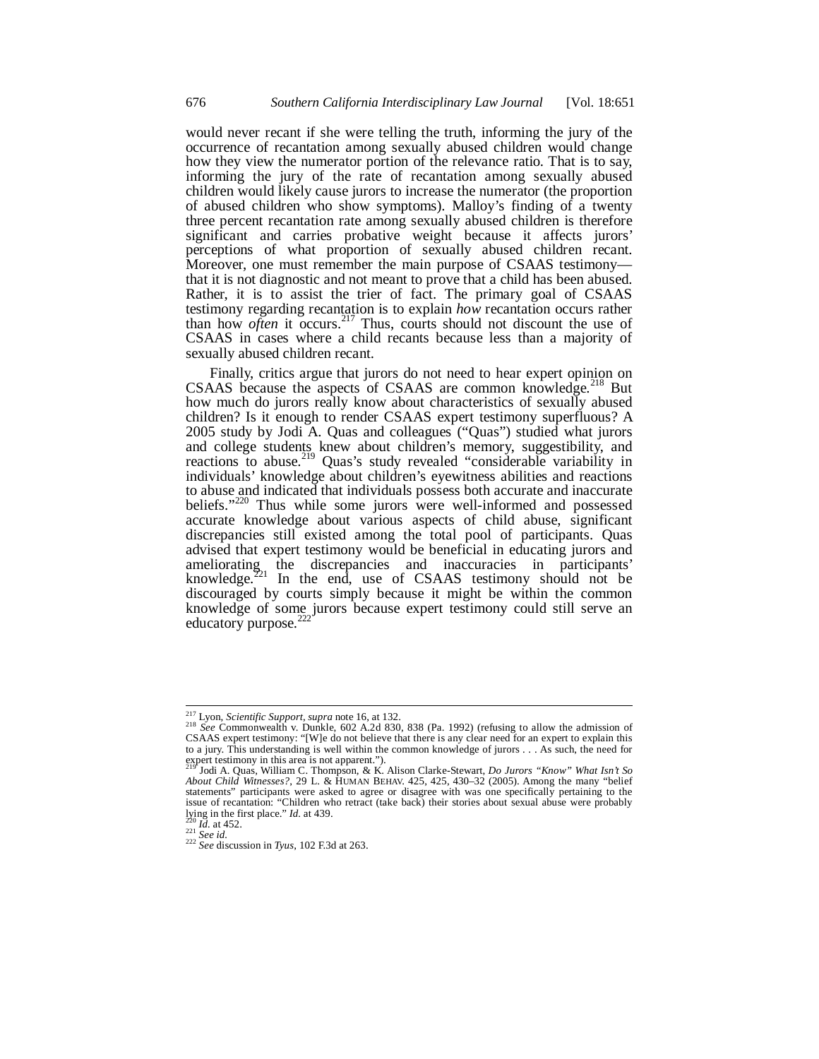would never recant if she were telling the truth, informing the jury of the occurrence of recantation among sexually abused children would change how they view the numerator portion of the relevance ratio. That is to say, informing the jury of the rate of recantation among sexually abused children would likely cause jurors to increase the numerator (the proportion of abused children who show symptoms). Malloy's finding of a twenty three percent recantation rate among sexually abused children is therefore significant and carries probative weight because it affects jurors' perceptions of what proportion of sexually abused children recant. Moreover, one must remember the main purpose of CSAAS testimony—that it is not diagnostic and not meant to prove that a child has been abused. Rather, it is to assist the trier of fact. The primary goal of CSAAS testimony regarding recantation is to explain *how* recantation occurs rather than how *often* it occurs.[217] Thus, courts should not discount the use of CSAAS in cases where a child recants because less than a majority of sexually abused children recant.

Finally, critics argue that jurors do not need to hear expert opinion on CSAAS because the aspects of CSAAS are common knowledge.[218] But how much do jurors really know about characteristics of sexually abused children? Is it enough to render CSAAS expert testimony superfluous? A 2005 study by Jodi A. Quas and colleagues ("Quas") studied what jurors and college students knew about children's memory, suggestibility, and reactions to abuse.[219] Quas's study revealed "considerable variability in individuals' knowledge about children's eyewitness abilities and reactions to abuse and indicated that individuals possess both accurate and inaccurate beliefs."[220] Thus while some jurors were well-informed and possessed accurate knowledge about various aspects of child abuse, significant discrepancies still existed among the total pool of participants. Quas advised that expert testimony would be beneficial in educating jurors and ameliorating the discrepancies and inaccuracies in participants' knowledge.[221] In the end, use of CSAAS testimony should not be discouraged by courts simply because it might be within the common knowledge of some jurors because expert testimony could still serve an educatory purpose.[222]

---

[217] Lyon, *Scientific Support*, *supra* note 16, at 132.

[218] *See* Commonwealth v. Dunkle, 602 A.2d 830, 838 (Pa. 1992) (refusing to allow the admission of CSAAS expert testimony: "[W]e do not believe that there is any clear need for an expert to explain this to a jury. This understanding is well within the common knowledge of jurors . . . As such, the need for expert testimony in this area is not apparent.").

[219] Jodi A. Quas, William C. Thompson, & K. Alison Clarke-Stewart, *Do Jurors "Know" What Isn't So About Child Witnesses?*, 29 L. & HUMAN BEHAV. 425, 425, 430–32 (2005). Among the many "belief statements" participants were asked to agree or disagree with was one specifically pertaining to the issue of recantation: "Children who retract (take back) their stories about sexual abuse were probably lying in the first place." *Id.* at 439.

[220] *Id.* at 452.

[221] *See id.*

[222] *See* discussion in *Tyus*, 102 F.3d at 263.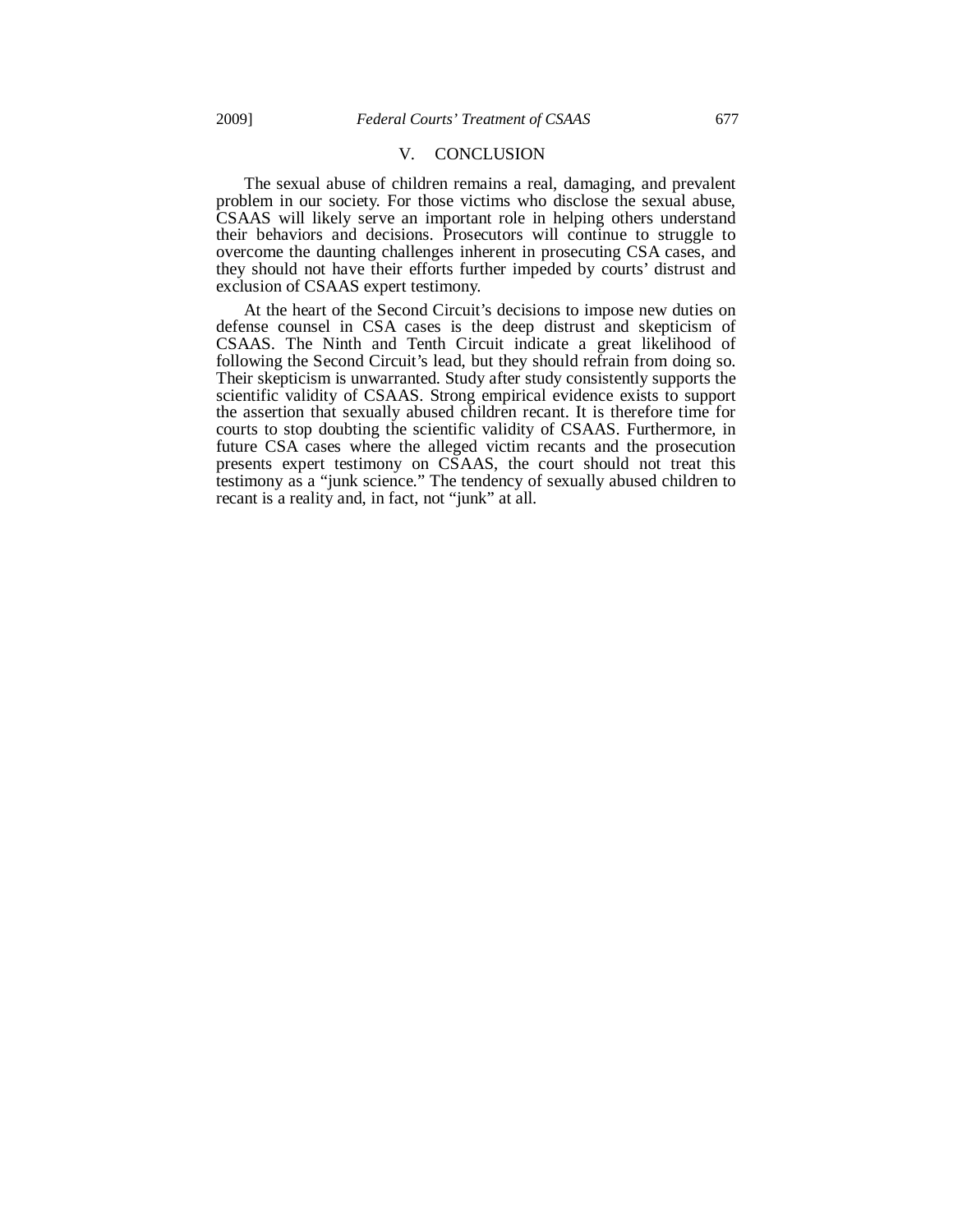## V. CONCLUSION

The sexual abuse of children remains a real, damaging, and prevalent problem in our society. For those victims who disclose the sexual abuse, CSAAS will likely serve an important role in helping others understand their behaviors and decisions. Prosecutors will continue to struggle to overcome the daunting challenges inherent in prosecuting CSA cases, and they should not have their efforts further impeded by courts' distrust and exclusion of CSAAS expert testimony.

At the heart of the Second Circuit's decisions to impose new duties on defense counsel in CSA cases is the deep distrust and skepticism of CSAAS. The Ninth and Tenth Circuit indicate a great likelihood of following the Second Circuit's lead, but they should refrain from doing so. Their skepticism is unwarranted. Study after study consistently supports the scientific validity of CSAAS. Strong empirical evidence exists to support the assertion that sexually abused children recant. It is therefore time for courts to stop doubting the scientific validity of CSAAS. Furthermore, in future CSA cases where the alleged victim recants and the prosecution presents expert testimony on CSAAS, the court should not treat this testimony as a "junk science." The tendency of sexually abused children to recant is a reality and, in fact, not "junk" at all.